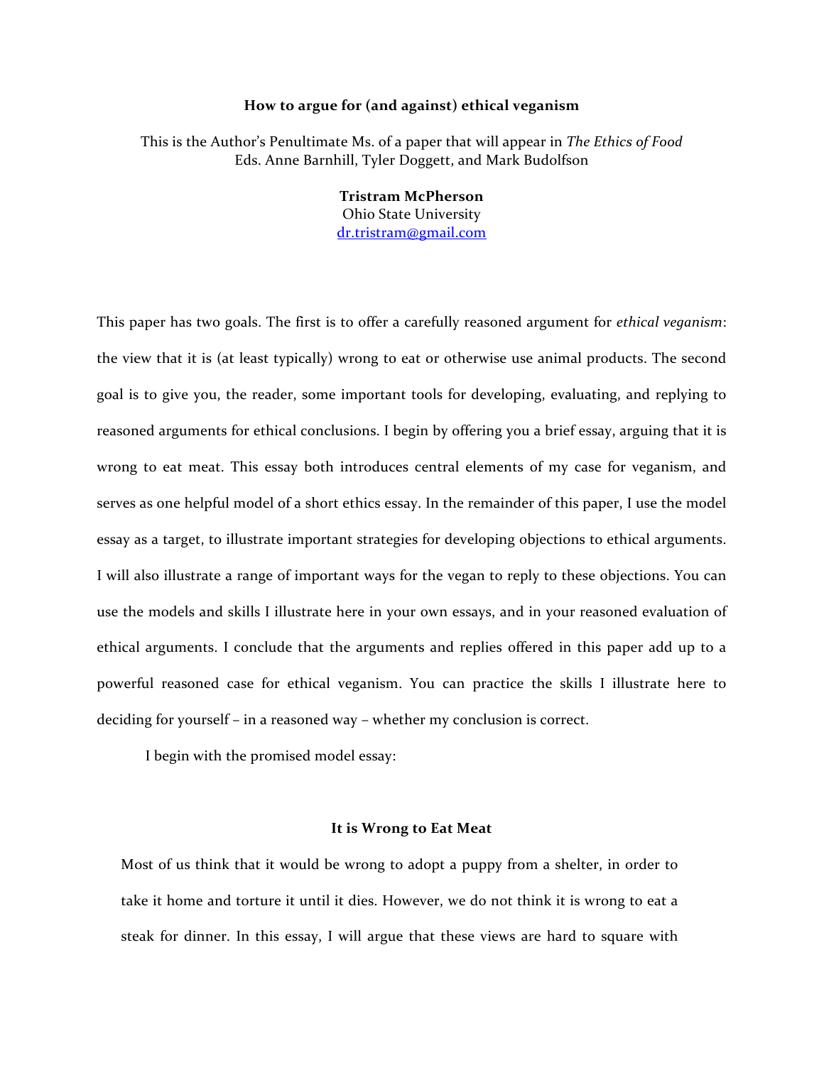# How to argue for (and against) ethical veganism

This is the Author's Penultimate Ms. of a paper that will appear in *The Ethics of Food*
Eds. Anne Barnhill, Tyler Doggett, and Mark Budolfson

**Tristram McPherson**
Ohio State University
dr.tristram@gmail.com

This paper has two goals. The first is to offer a carefully reasoned argument for *ethical veganism*: the view that it is (at least typically) wrong to eat or otherwise use animal products. The second goal is to give you, the reader, some important tools for developing, evaluating, and replying to reasoned arguments for ethical conclusions. I begin by offering you a brief essay, arguing that it is wrong to eat meat. This essay both introduces central elements of my case for veganism, and serves as one helpful model of a short ethics essay. In the remainder of this paper, I use the model essay as a target, to illustrate important strategies for developing objections to ethical arguments. I will also illustrate a range of important ways for the vegan to reply to these objections. You can use the models and skills I illustrate here in your own essays, and in your reasoned evaluation of ethical arguments. I conclude that the arguments and replies offered in this paper add up to a powerful reasoned case for ethical veganism. You can practice the skills I illustrate here to deciding for yourself – in a reasoned way – whether my conclusion is correct.

I begin with the promised model essay:

## It is Wrong to Eat Meat

Most of us think that it would be wrong to adopt a puppy from a shelter, in order to take it home and torture it until it dies. However, we do not think it is wrong to eat a steak for dinner. In this essay, I will argue that these views are hard to square with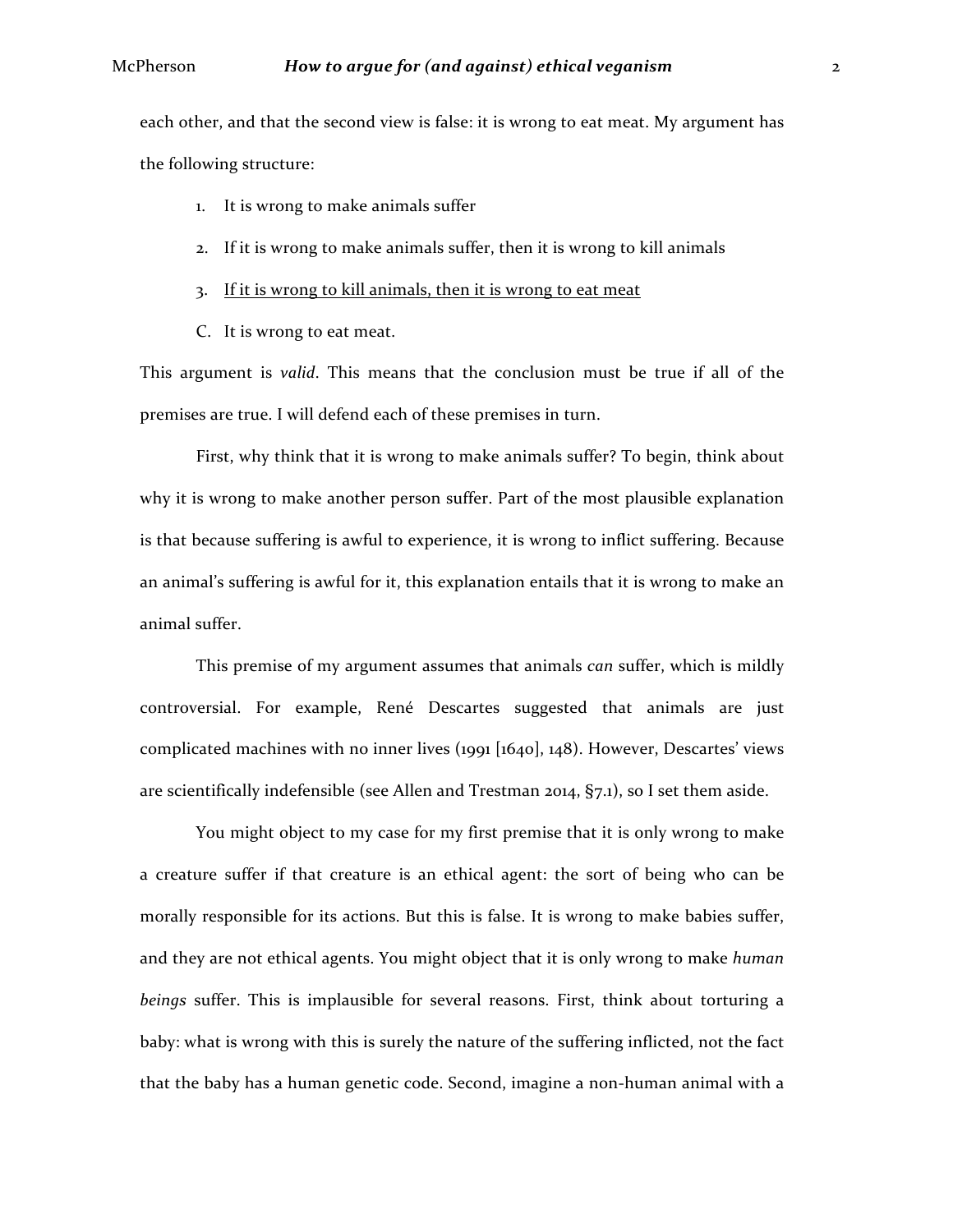each other, and that the second view is false: it is wrong to eat meat. My argument has the following structure:

1. It is wrong to make animals suffer
2. If it is wrong to make animals suffer, then it is wrong to kill animals
3. <u>If it is wrong to kill animals, then it is wrong to eat meat</u>

C. It is wrong to eat meat.

This argument is *valid*. This means that the conclusion must be true if all of the premises are true. I will defend each of these premises in turn.

First, why think that it is wrong to make animals suffer? To begin, think about why it is wrong to make another person suffer. Part of the most plausible explanation is that because suffering is awful to experience, it is wrong to inflict suffering. Because an animal's suffering is awful for it, this explanation entails that it is wrong to make an animal suffer.

This premise of my argument assumes that animals *can* suffer, which is mildly controversial. For example, René Descartes suggested that animals are just complicated machines with no inner lives (1991 [1640], 148). However, Descartes' views are scientifically indefensible (see Allen and Trestman 2014, §7.1), so I set them aside.

You might object to my case for my first premise that it is only wrong to make a creature suffer if that creature is an ethical agent: the sort of being who can be morally responsible for its actions. But this is false. It is wrong to make babies suffer, and they are not ethical agents. You might object that it is only wrong to make *human beings* suffer. This is implausible for several reasons. First, think about torturing a baby: what is wrong with this is surely the nature of the suffering inflicted, not the fact that the baby has a human genetic code. Second, imagine a non-human animal with a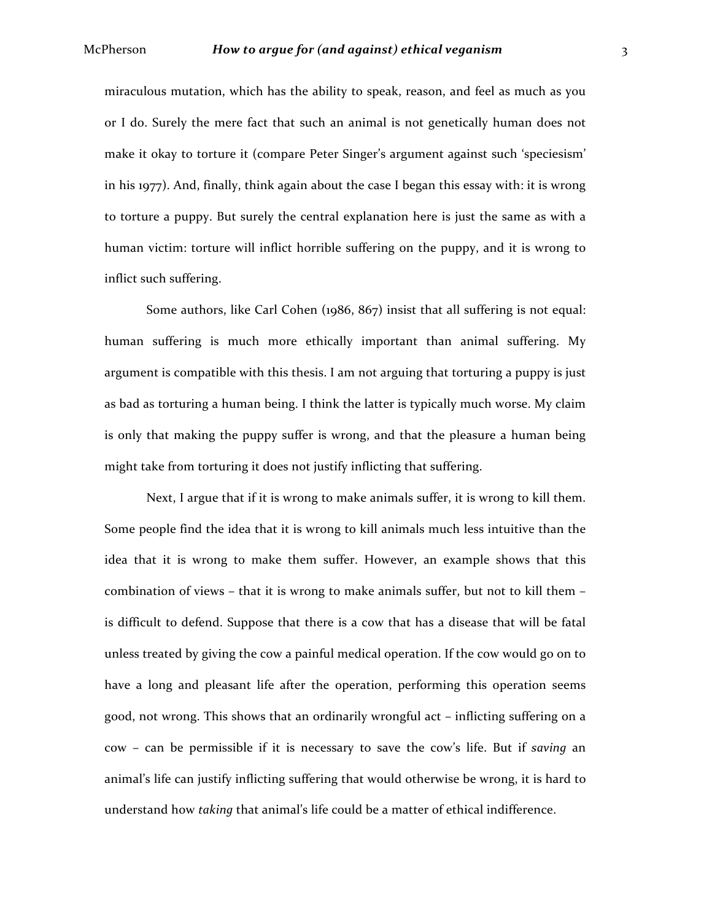miraculous mutation, which has the ability to speak, reason, and feel as much as you or I do. Surely the mere fact that such an animal is not genetically human does not make it okay to torture it (compare Peter Singer's argument against such 'speciesism' in his 1977). And, finally, think again about the case I began this essay with: it is wrong to torture a puppy. But surely the central explanation here is just the same as with a human victim: torture will inflict horrible suffering on the puppy, and it is wrong to inflict such suffering.

Some authors, like Carl Cohen (1986, 867) insist that all suffering is not equal: human suffering is much more ethically important than animal suffering. My argument is compatible with this thesis. I am not arguing that torturing a puppy is just as bad as torturing a human being. I think the latter is typically much worse. My claim is only that making the puppy suffer is wrong, and that the pleasure a human being might take from torturing it does not justify inflicting that suffering.

Next, I argue that if it is wrong to make animals suffer, it is wrong to kill them. Some people find the idea that it is wrong to kill animals much less intuitive than the idea that it is wrong to make them suffer. However, an example shows that this combination of views – that it is wrong to make animals suffer, but not to kill them – is difficult to defend. Suppose that there is a cow that has a disease that will be fatal unless treated by giving the cow a painful medical operation. If the cow would go on to have a long and pleasant life after the operation, performing this operation seems good, not wrong. This shows that an ordinarily wrongful act – inflicting suffering on a cow – can be permissible if it is necessary to save the cow's life. But if *saving* an animal's life can justify inflicting suffering that would otherwise be wrong, it is hard to understand how *taking* that animal's life could be a matter of ethical indifference.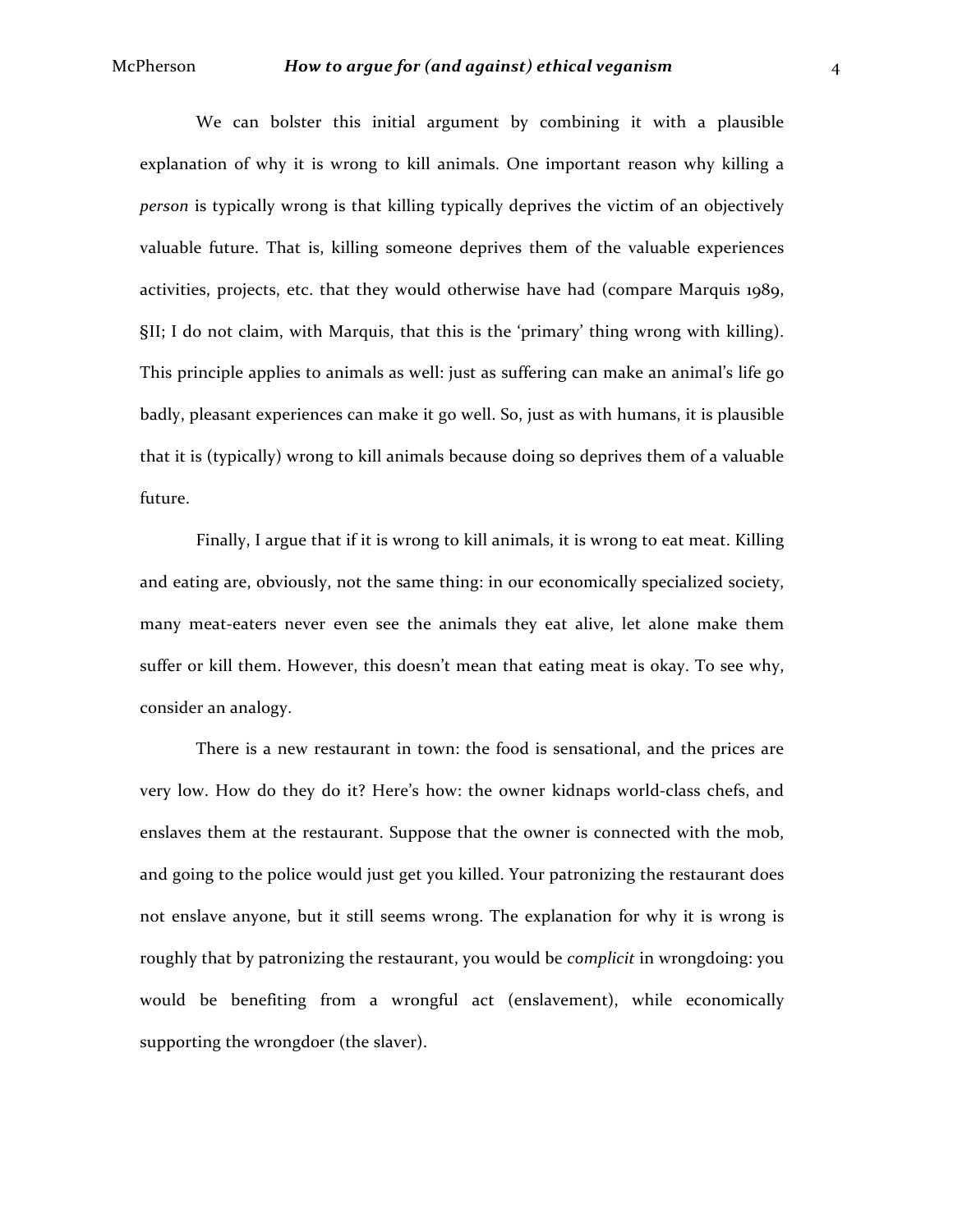We can bolster this initial argument by combining it with a plausible explanation of why it is wrong to kill animals. One important reason why killing a *person* is typically wrong is that killing typically deprives the victim of an objectively valuable future. That is, killing someone deprives them of the valuable experiences activities, projects, etc. that they would otherwise have had (compare Marquis 1989, §II; I do not claim, with Marquis, that this is the 'primary' thing wrong with killing). This principle applies to animals as well: just as suffering can make an animal's life go badly, pleasant experiences can make it go well. So, just as with humans, it is plausible that it is (typically) wrong to kill animals because doing so deprives them of a valuable future.

Finally, I argue that if it is wrong to kill animals, it is wrong to eat meat. Killing and eating are, obviously, not the same thing: in our economically specialized society, many meat-eaters never even see the animals they eat alive, let alone make them suffer or kill them. However, this doesn't mean that eating meat is okay. To see why, consider an analogy.

There is a new restaurant in town: the food is sensational, and the prices are very low. How do they do it? Here's how: the owner kidnaps world-class chefs, and enslaves them at the restaurant. Suppose that the owner is connected with the mob, and going to the police would just get you killed. Your patronizing the restaurant does not enslave anyone, but it still seems wrong. The explanation for why it is wrong is roughly that by patronizing the restaurant, you would be *complicit* in wrongdoing: you would be benefiting from a wrongful act (enslavement), while economically supporting the wrongdoer (the slaver).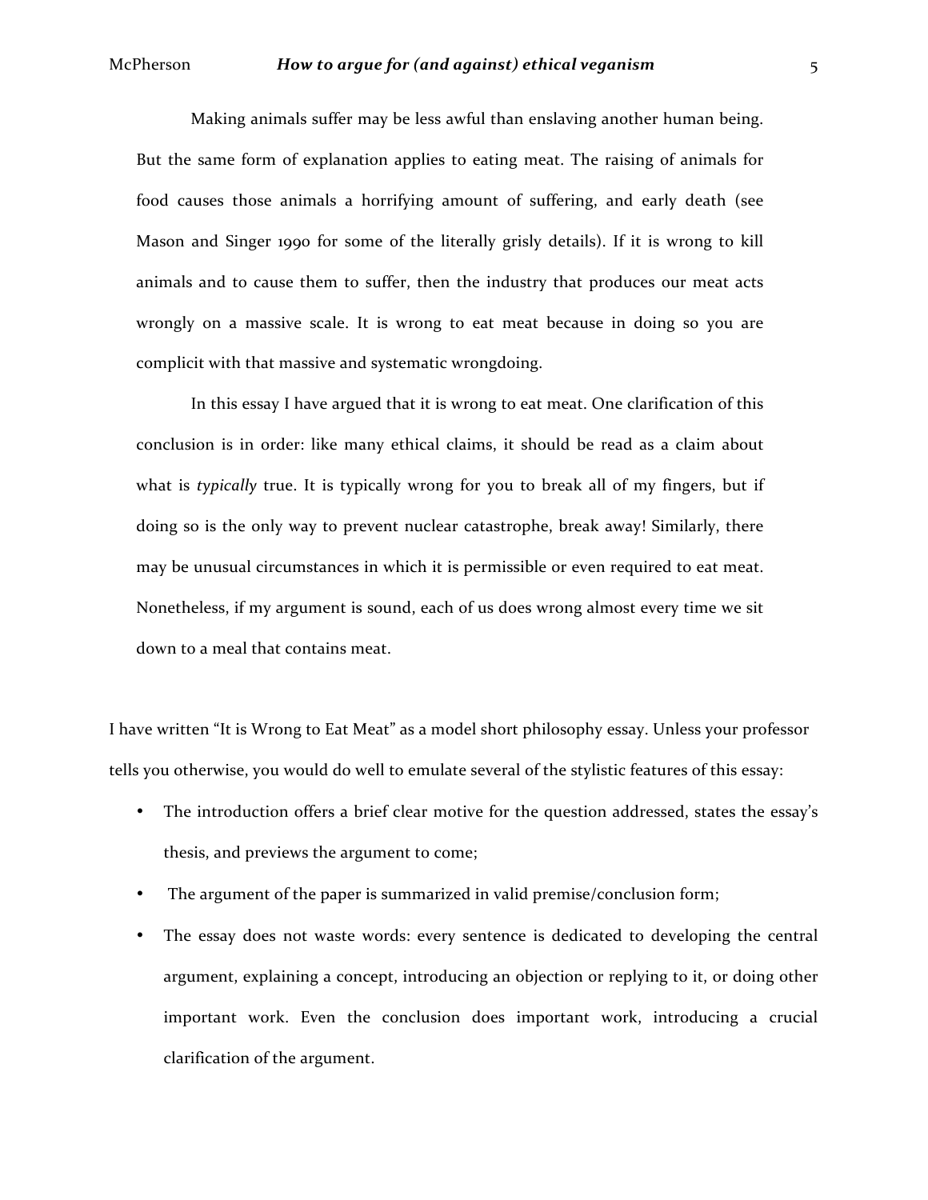Making animals suffer may be less awful than enslaving another human being. But the same form of explanation applies to eating meat. The raising of animals for food causes those animals a horrifying amount of suffering, and early death (see Mason and Singer 1990 for some of the literally grisly details). If it is wrong to kill animals and to cause them to suffer, then the industry that produces our meat acts wrongly on a massive scale. It is wrong to eat meat because in doing so you are complicit with that massive and systematic wrongdoing.

In this essay I have argued that it is wrong to eat meat. One clarification of this conclusion is in order: like many ethical claims, it should be read as a claim about what is *typically* true. It is typically wrong for you to break all of my fingers, but if doing so is the only way to prevent nuclear catastrophe, break away! Similarly, there may be unusual circumstances in which it is permissible or even required to eat meat. Nonetheless, if my argument is sound, each of us does wrong almost every time we sit down to a meal that contains meat.

I have written "It is Wrong to Eat Meat" as a model short philosophy essay. Unless your professor tells you otherwise, you would do well to emulate several of the stylistic features of this essay:

- The introduction offers a brief clear motive for the question addressed, states the essay's thesis, and previews the argument to come;
- The argument of the paper is summarized in valid premise/conclusion form;
- The essay does not waste words: every sentence is dedicated to developing the central argument, explaining a concept, introducing an objection or replying to it, or doing other important work. Even the conclusion does important work, introducing a crucial clarification of the argument.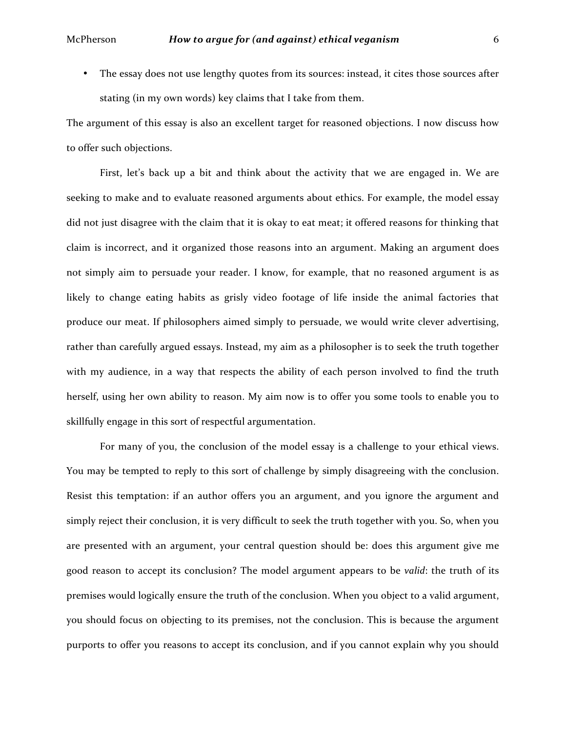- The essay does not use lengthy quotes from its sources: instead, it cites those sources after stating (in my own words) key claims that I take from them.

The argument of this essay is also an excellent target for reasoned objections. I now discuss how to offer such objections.

First, let's back up a bit and think about the activity that we are engaged in. We are seeking to make and to evaluate reasoned arguments about ethics. For example, the model essay did not just disagree with the claim that it is okay to eat meat; it offered reasons for thinking that claim is incorrect, and it organized those reasons into an argument. Making an argument does not simply aim to persuade your reader. I know, for example, that no reasoned argument is as likely to change eating habits as grisly video footage of life inside the animal factories that produce our meat. If philosophers aimed simply to persuade, we would write clever advertising, rather than carefully argued essays. Instead, my aim as a philosopher is to seek the truth together with my audience, in a way that respects the ability of each person involved to find the truth herself, using her own ability to reason. My aim now is to offer you some tools to enable you to skillfully engage in this sort of respectful argumentation.

For many of you, the conclusion of the model essay is a challenge to your ethical views. You may be tempted to reply to this sort of challenge by simply disagreeing with the conclusion. Resist this temptation: if an author offers you an argument, and you ignore the argument and simply reject their conclusion, it is very difficult to seek the truth together with you. So, when you are presented with an argument, your central question should be: does this argument give me good reason to accept its conclusion? The model argument appears to be *valid*: the truth of its premises would logically ensure the truth of the conclusion. When you object to a valid argument, you should focus on objecting to its premises, not the conclusion. This is because the argument purports to offer you reasons to accept its conclusion, and if you cannot explain why you should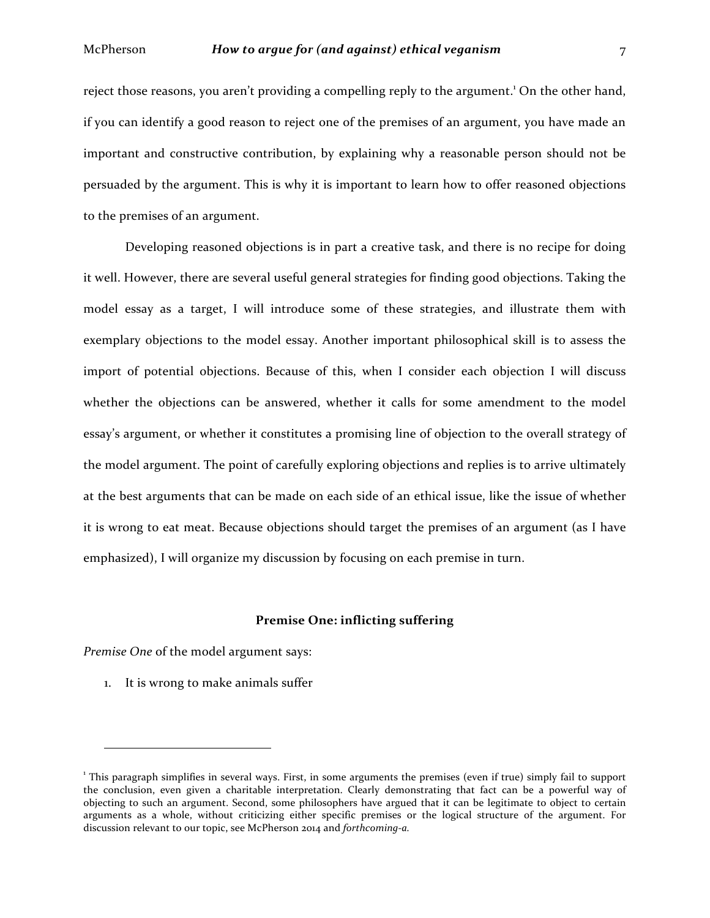reject those reasons, you aren't providing a compelling reply to the argument.[1] On the other hand, if you can identify a good reason to reject one of the premises of an argument, you have made an important and constructive contribution, by explaining why a reasonable person should not be persuaded by the argument. This is why it is important to learn how to offer reasoned objections to the premises of an argument.

Developing reasoned objections is in part a creative task, and there is no recipe for doing it well. However, there are several useful general strategies for finding good objections. Taking the model essay as a target, I will introduce some of these strategies, and illustrate them with exemplary objections to the model essay. Another important philosophical skill is to assess the import of potential objections. Because of this, when I consider each objection I will discuss whether the objections can be answered, whether it calls for some amendment to the model essay's argument, or whether it constitutes a promising line of objection to the overall strategy of the model argument. The point of carefully exploring objections and replies is to arrive ultimately at the best arguments that can be made on each side of an ethical issue, like the issue of whether it is wrong to eat meat. Because objections should target the premises of an argument (as I have emphasized), I will organize my discussion by focusing on each premise in turn.

## Premise One: inflicting suffering

*Premise One* of the model argument says:

1. It is wrong to make animals suffer

---

[1] This paragraph simplifies in several ways. First, in some arguments the premises (even if true) simply fail to support the conclusion, even given a charitable interpretation. Clearly demonstrating that fact can be a powerful way of objecting to such an argument. Second, some philosophers have argued that it can be legitimate to object to certain arguments as a whole, without criticizing either specific premises or the logical structure of the argument. For discussion relevant to our topic, see McPherson 2014 and *forthcoming-a.*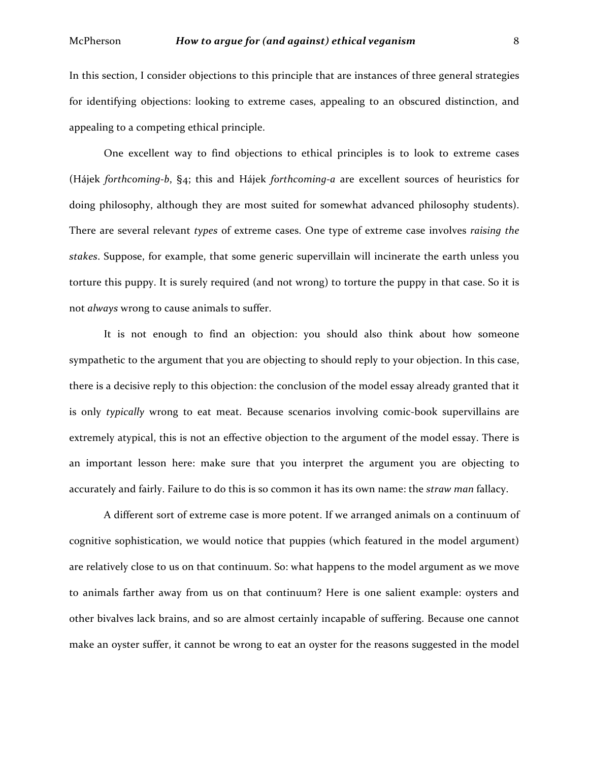In this section, I consider objections to this principle that are instances of three general strategies for identifying objections: looking to extreme cases, appealing to an obscured distinction, and appealing to a competing ethical principle.

One excellent way to find objections to ethical principles is to look to extreme cases (Hájek *forthcoming-b*, §4; this and Hájek *forthcoming-a* are excellent sources of heuristics for doing philosophy, although they are most suited for somewhat advanced philosophy students). There are several relevant *types* of extreme cases. One type of extreme case involves *raising the stakes*. Suppose, for example, that some generic supervillain will incinerate the earth unless you torture this puppy. It is surely required (and not wrong) to torture the puppy in that case. So it is not *always* wrong to cause animals to suffer.

It is not enough to find an objection: you should also think about how someone sympathetic to the argument that you are objecting to should reply to your objection. In this case, there is a decisive reply to this objection: the conclusion of the model essay already granted that it is only *typically* wrong to eat meat. Because scenarios involving comic-book supervillains are extremely atypical, this is not an effective objection to the argument of the model essay. There is an important lesson here: make sure that you interpret the argument you are objecting to accurately and fairly. Failure to do this is so common it has its own name: the *straw man* fallacy.

A different sort of extreme case is more potent. If we arranged animals on a continuum of cognitive sophistication, we would notice that puppies (which featured in the model argument) are relatively close to us on that continuum. So: what happens to the model argument as we move to animals farther away from us on that continuum? Here is one salient example: oysters and other bivalves lack brains, and so are almost certainly incapable of suffering. Because one cannot make an oyster suffer, it cannot be wrong to eat an oyster for the reasons suggested in the model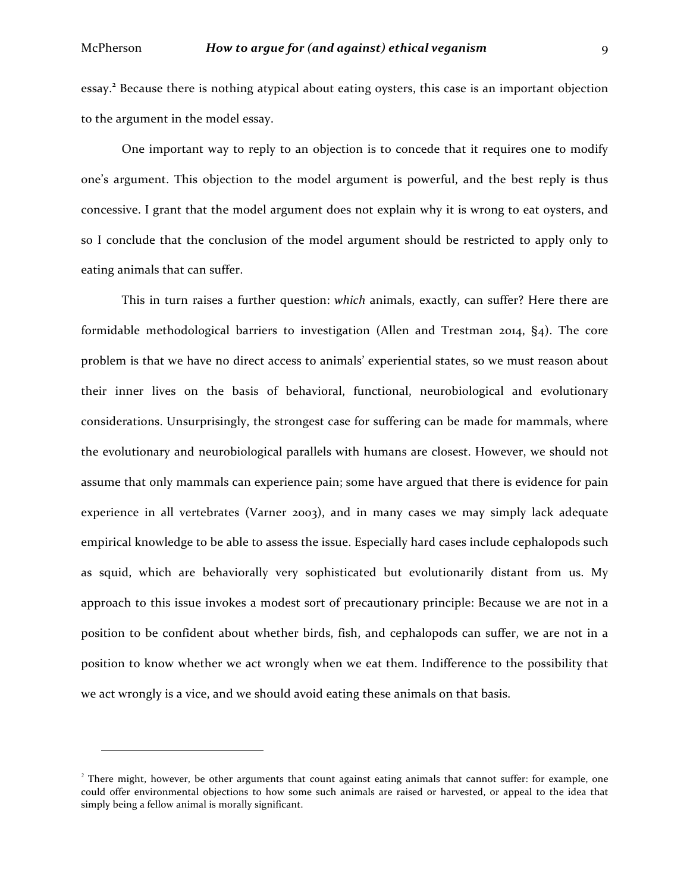essay.[2] Because there is nothing atypical about eating oysters, this case is an important objection to the argument in the model essay.

One important way to reply to an objection is to concede that it requires one to modify one's argument. This objection to the model argument is powerful, and the best reply is thus concessive. I grant that the model argument does not explain why it is wrong to eat oysters, and so I conclude that the conclusion of the model argument should be restricted to apply only to eating animals that can suffer.

This in turn raises a further question: *which* animals, exactly, can suffer? Here there are formidable methodological barriers to investigation (Allen and Trestman 2014, §4). The core problem is that we have no direct access to animals' experiential states, so we must reason about their inner lives on the basis of behavioral, functional, neurobiological and evolutionary considerations. Unsurprisingly, the strongest case for suffering can be made for mammals, where the evolutionary and neurobiological parallels with humans are closest. However, we should not assume that only mammals can experience pain; some have argued that there is evidence for pain experience in all vertebrates (Varner 2003), and in many cases we may simply lack adequate empirical knowledge to be able to assess the issue. Especially hard cases include cephalopods such as squid, which are behaviorally very sophisticated but evolutionarily distant from us. My approach to this issue invokes a modest sort of precautionary principle: Because we are not in a position to be confident about whether birds, fish, and cephalopods can suffer, we are not in a position to know whether we act wrongly when we eat them. Indifference to the possibility that we act wrongly is a vice, and we should avoid eating these animals on that basis.

---

[2] There might, however, be other arguments that count against eating animals that cannot suffer: for example, one could offer environmental objections to how some such animals are raised or harvested, or appeal to the idea that simply being a fellow animal is morally significant.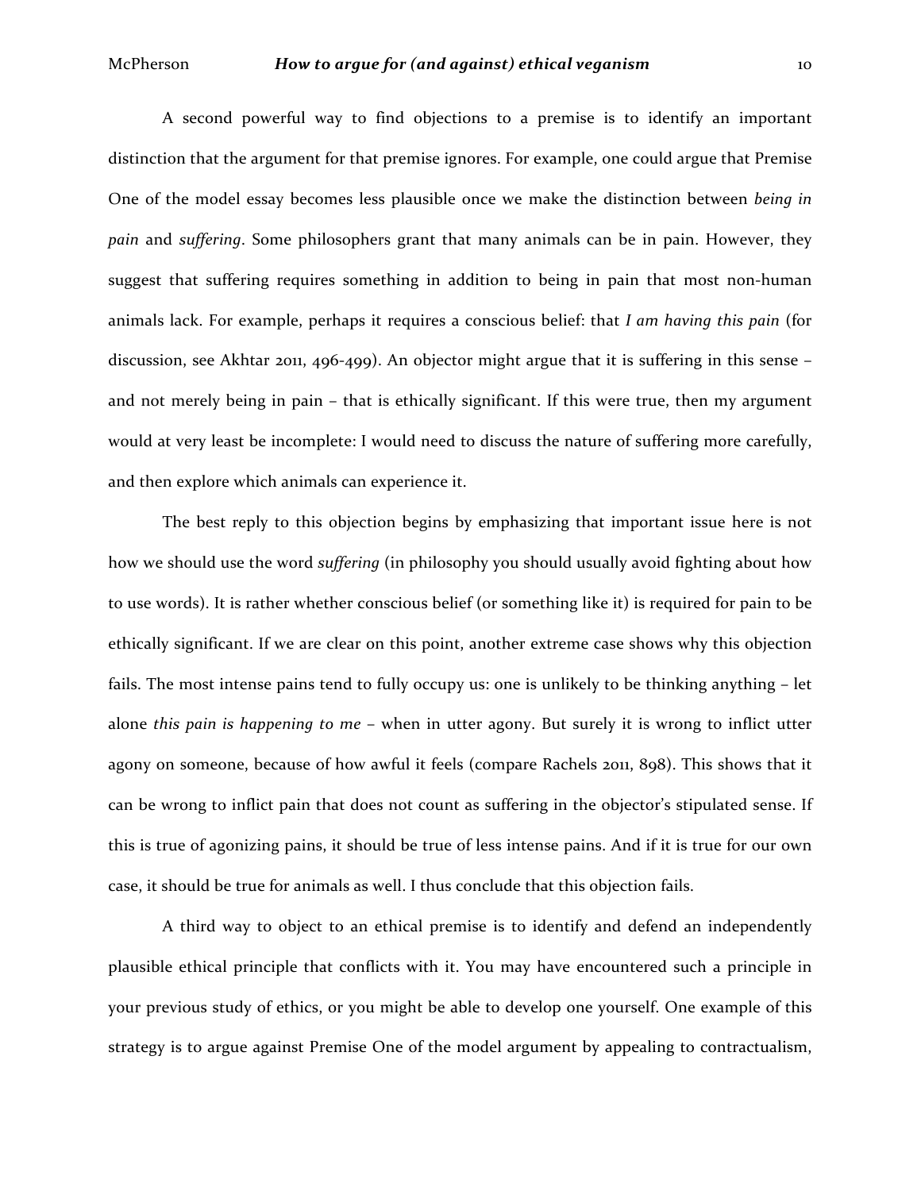A second powerful way to find objections to a premise is to identify an important distinction that the argument for that premise ignores. For example, one could argue that Premise One of the model essay becomes less plausible once we make the distinction between *being in pain* and *suffering*. Some philosophers grant that many animals can be in pain. However, they suggest that suffering requires something in addition to being in pain that most non-human animals lack. For example, perhaps it requires a conscious belief: that *I am having this pain* (for discussion, see Akhtar 2011, 496-499). An objector might argue that it is suffering in this sense – and not merely being in pain – that is ethically significant. If this were true, then my argument would at very least be incomplete: I would need to discuss the nature of suffering more carefully, and then explore which animals can experience it.

The best reply to this objection begins by emphasizing that important issue here is not how we should use the word *suffering* (in philosophy you should usually avoid fighting about how to use words). It is rather whether conscious belief (or something like it) is required for pain to be ethically significant. If we are clear on this point, another extreme case shows why this objection fails. The most intense pains tend to fully occupy us: one is unlikely to be thinking anything – let alone *this pain is happening to me* – when in utter agony. But surely it is wrong to inflict utter agony on someone, because of how awful it feels (compare Rachels 2011, 898). This shows that it can be wrong to inflict pain that does not count as suffering in the objector's stipulated sense. If this is true of agonizing pains, it should be true of less intense pains. And if it is true for our own case, it should be true for animals as well. I thus conclude that this objection fails.

A third way to object to an ethical premise is to identify and defend an independently plausible ethical principle that conflicts with it. You may have encountered such a principle in your previous study of ethics, or you might be able to develop one yourself. One example of this strategy is to argue against Premise One of the model argument by appealing to contractualism,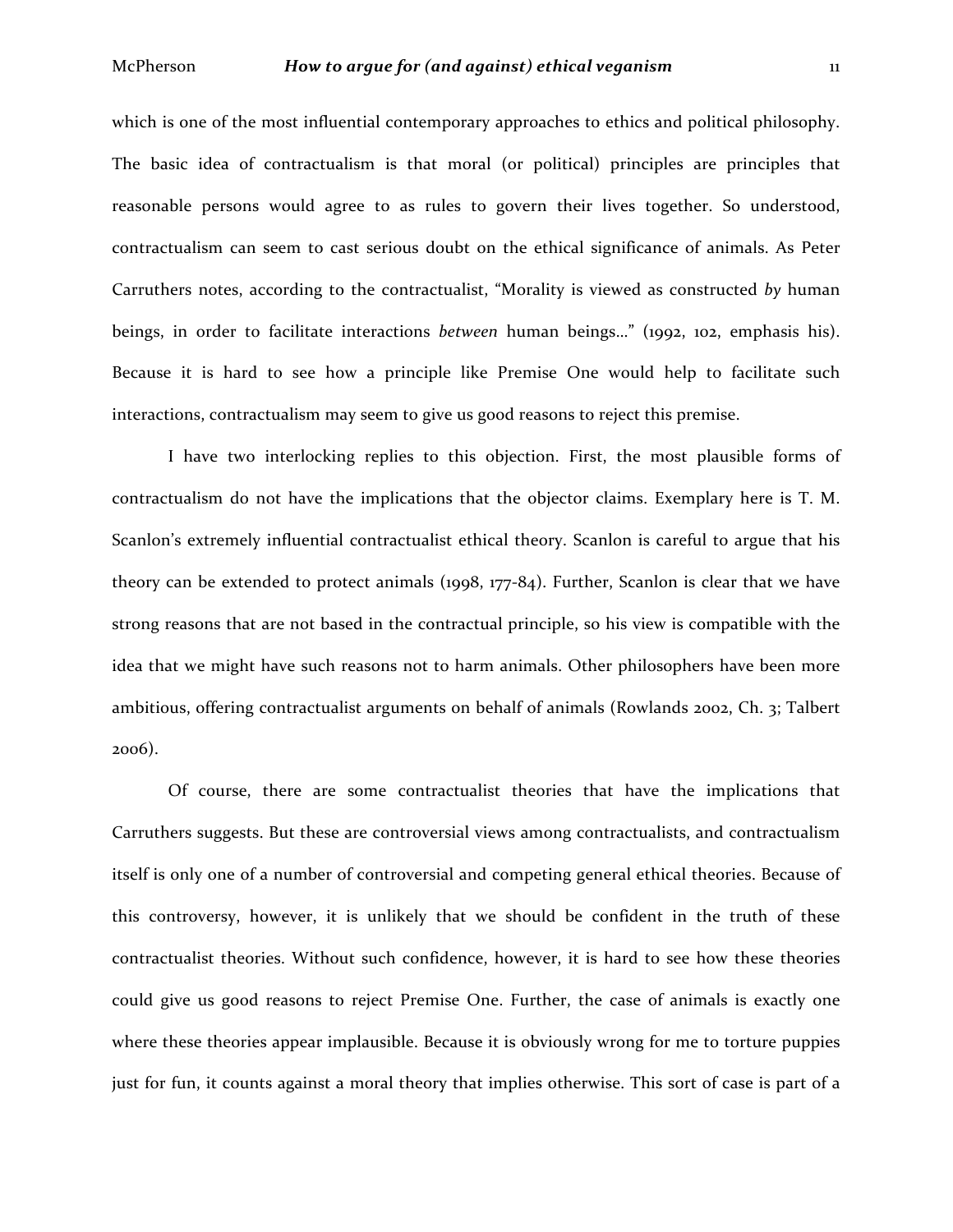which is one of the most influential contemporary approaches to ethics and political philosophy. The basic idea of contractualism is that moral (or political) principles are principles that reasonable persons would agree to as rules to govern their lives together. So understood, contractualism can seem to cast serious doubt on the ethical significance of animals. As Peter Carruthers notes, according to the contractualist, "Morality is viewed as constructed *by* human beings, in order to facilitate interactions *between* human beings..." (1992, 102, emphasis his). Because it is hard to see how a principle like Premise One would help to facilitate such interactions, contractualism may seem to give us good reasons to reject this premise.

I have two interlocking replies to this objection. First, the most plausible forms of contractualism do not have the implications that the objector claims. Exemplary here is T. M. Scanlon's extremely influential contractualist ethical theory. Scanlon is careful to argue that his theory can be extended to protect animals (1998, 177-84). Further, Scanlon is clear that we have strong reasons that are not based in the contractual principle, so his view is compatible with the idea that we might have such reasons not to harm animals. Other philosophers have been more ambitious, offering contractualist arguments on behalf of animals (Rowlands 2002, Ch. 3; Talbert 2006).

Of course, there are some contractualist theories that have the implications that Carruthers suggests. But these are controversial views among contractualists, and contractualism itself is only one of a number of controversial and competing general ethical theories. Because of this controversy, however, it is unlikely that we should be confident in the truth of these contractualist theories. Without such confidence, however, it is hard to see how these theories could give us good reasons to reject Premise One. Further, the case of animals is exactly one where these theories appear implausible. Because it is obviously wrong for me to torture puppies just for fun, it counts against a moral theory that implies otherwise. This sort of case is part of a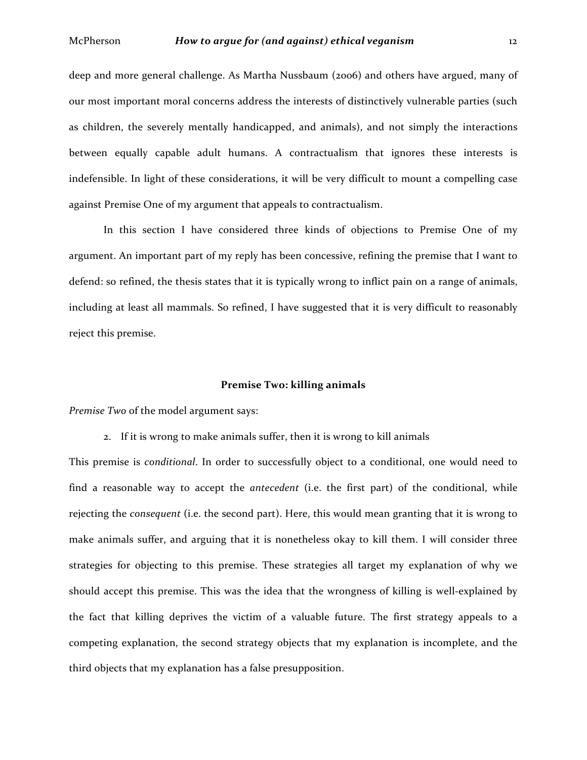deep and more general challenge. As Martha Nussbaum (2006) and others have argued, many of our most important moral concerns address the interests of distinctively vulnerable parties (such as children, the severely mentally handicapped, and animals), and not simply the interactions between equally capable adult humans. A contractualism that ignores these interests is indefensible. In light of these considerations, it will be very difficult to mount a compelling case against Premise One of my argument that appeals to contractualism.

In this section I have considered three kinds of objections to Premise One of my argument. An important part of my reply has been concessive, refining the premise that I want to defend: so refined, the thesis states that it is typically wrong to inflict pain on a range of animals, including at least all mammals. So refined, I have suggested that it is very difficult to reasonably reject this premise.

## Premise Two: killing animals

*Premise Two* of the model argument says:

2. If it is wrong to make animals suffer, then it is wrong to kill animals

This premise is *conditional*. In order to successfully object to a conditional, one would need to find a reasonable way to accept the *antecedent* (i.e. the first part) of the conditional, while rejecting the *consequent* (i.e. the second part). Here, this would mean granting that it is wrong to make animals suffer, and arguing that it is nonetheless okay to kill them. I will consider three strategies for objecting to this premise. These strategies all target my explanation of why we should accept this premise. This was the idea that the wrongness of killing is well-explained by the fact that killing deprives the victim of a valuable future. The first strategy appeals to a competing explanation, the second strategy objects that my explanation is incomplete, and the third objects that my explanation has a false presupposition.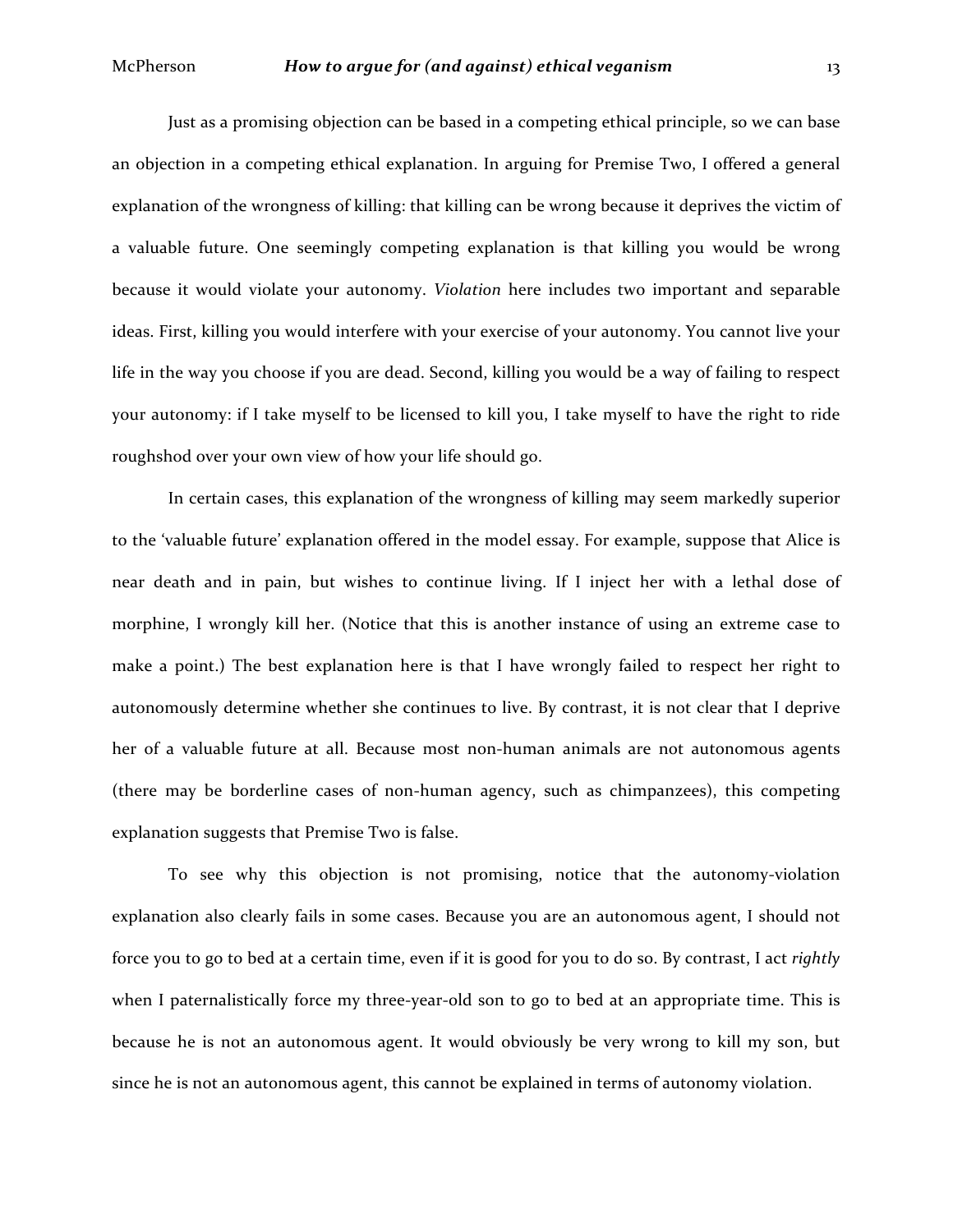Just as a promising objection can be based in a competing ethical principle, so we can base an objection in a competing ethical explanation. In arguing for Premise Two, I offered a general explanation of the wrongness of killing: that killing can be wrong because it deprives the victim of a valuable future. One seemingly competing explanation is that killing you would be wrong because it would violate your autonomy. *Violation* here includes two important and separable ideas. First, killing you would interfere with your exercise of your autonomy. You cannot live your life in the way you choose if you are dead. Second, killing you would be a way of failing to respect your autonomy: if I take myself to be licensed to kill you, I take myself to have the right to ride roughshod over your own view of how your life should go.

In certain cases, this explanation of the wrongness of killing may seem markedly superior to the 'valuable future' explanation offered in the model essay. For example, suppose that Alice is near death and in pain, but wishes to continue living. If I inject her with a lethal dose of morphine, I wrongly kill her. (Notice that this is another instance of using an extreme case to make a point.) The best explanation here is that I have wrongly failed to respect her right to autonomously determine whether she continues to live. By contrast, it is not clear that I deprive her of a valuable future at all. Because most non-human animals are not autonomous agents (there may be borderline cases of non-human agency, such as chimpanzees), this competing explanation suggests that Premise Two is false.

To see why this objection is not promising, notice that the autonomy-violation explanation also clearly fails in some cases. Because you are an autonomous agent, I should not force you to go to bed at a certain time, even if it is good for you to do so. By contrast, I act *rightly* when I paternalistically force my three-year-old son to go to bed at an appropriate time. This is because he is not an autonomous agent. It would obviously be very wrong to kill my son, but since he is not an autonomous agent, this cannot be explained in terms of autonomy violation.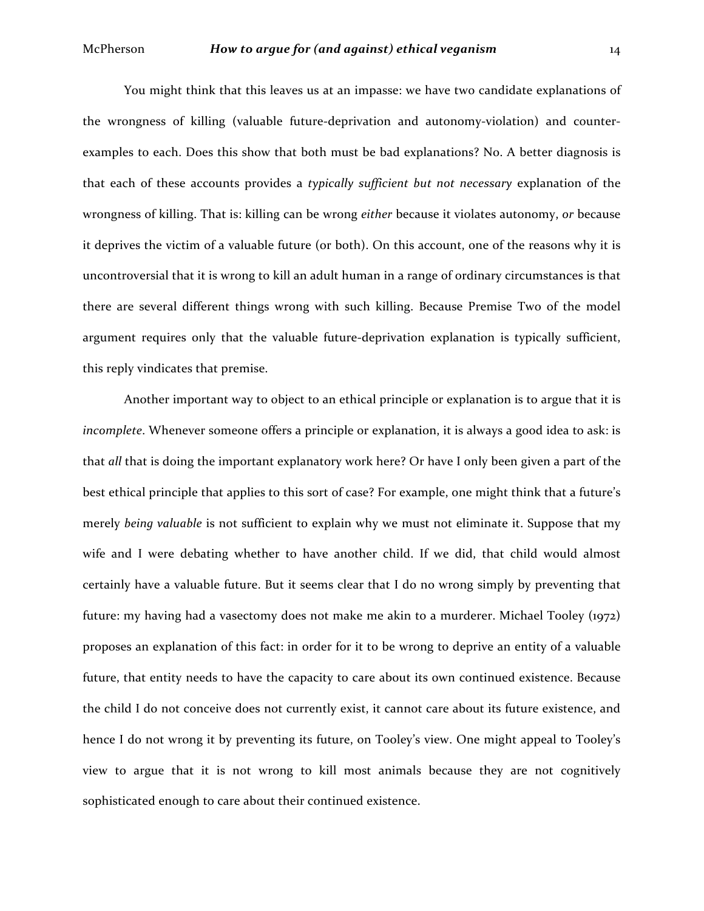You might think that this leaves us at an impasse: we have two candidate explanations of the wrongness of killing (valuable future-deprivation and autonomy-violation) and counter-examples to each. Does this show that both must be bad explanations? No. A better diagnosis is that each of these accounts provides a *typically sufficient but not necessary* explanation of the wrongness of killing. That is: killing can be wrong *either* because it violates autonomy, *or* because it deprives the victim of a valuable future (or both). On this account, one of the reasons why it is uncontroversial that it is wrong to kill an adult human in a range of ordinary circumstances is that there are several different things wrong with such killing. Because Premise Two of the model argument requires only that the valuable future-deprivation explanation is typically sufficient, this reply vindicates that premise.

Another important way to object to an ethical principle or explanation is to argue that it is *incomplete*. Whenever someone offers a principle or explanation, it is always a good idea to ask: is that *all* that is doing the important explanatory work here? Or have I only been given a part of the best ethical principle that applies to this sort of case? For example, one might think that a future's merely *being valuable* is not sufficient to explain why we must not eliminate it. Suppose that my wife and I were debating whether to have another child. If we did, that child would almost certainly have a valuable future. But it seems clear that I do no wrong simply by preventing that future: my having had a vasectomy does not make me akin to a murderer. Michael Tooley (1972) proposes an explanation of this fact: in order for it to be wrong to deprive an entity of a valuable future, that entity needs to have the capacity to care about its own continued existence. Because the child I do not conceive does not currently exist, it cannot care about its future existence, and hence I do not wrong it by preventing its future, on Tooley's view. One might appeal to Tooley's view to argue that it is not wrong to kill most animals because they are not cognitively sophisticated enough to care about their continued existence.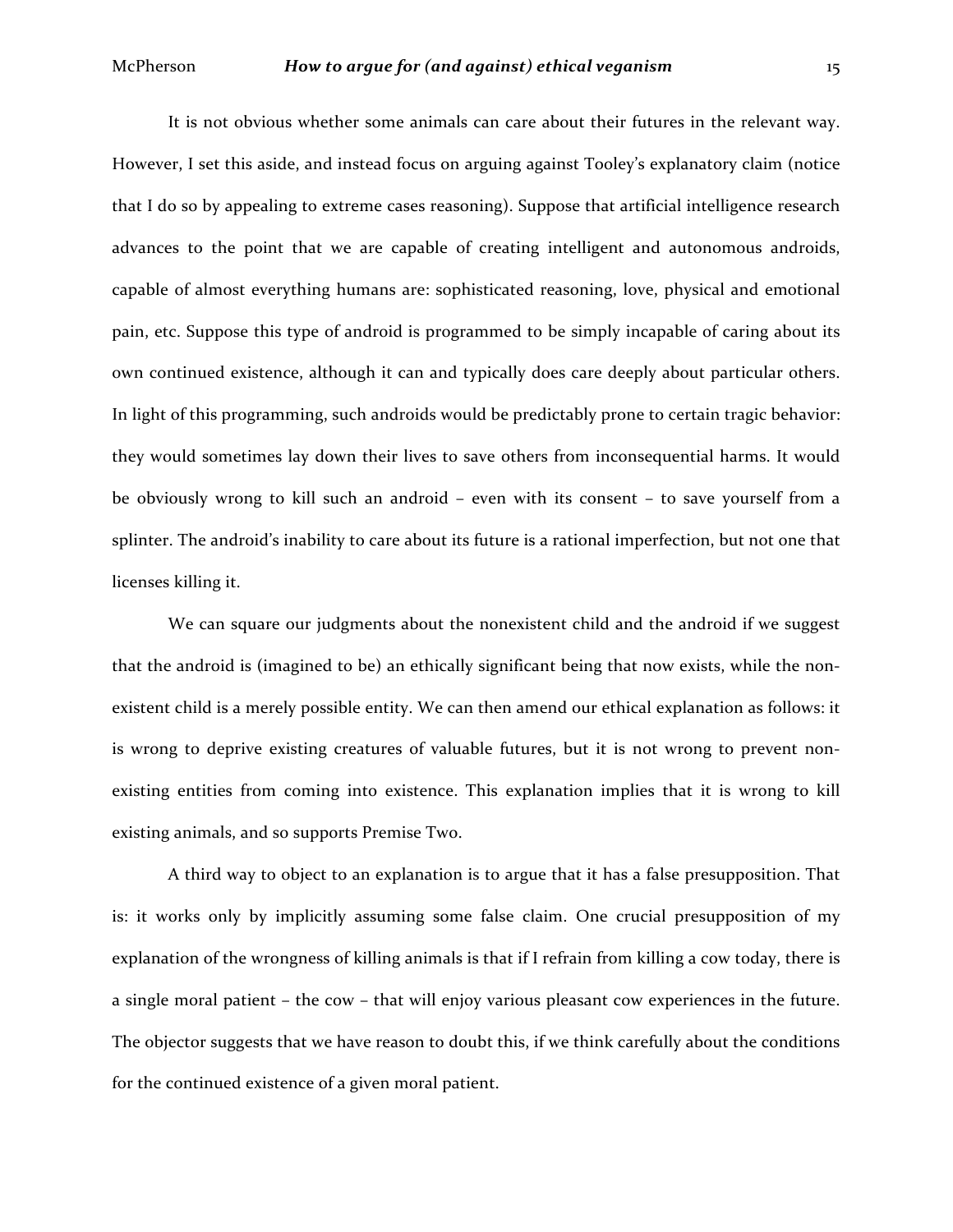It is not obvious whether some animals can care about their futures in the relevant way. However, I set this aside, and instead focus on arguing against Tooley's explanatory claim (notice that I do so by appealing to extreme cases reasoning). Suppose that artificial intelligence research advances to the point that we are capable of creating intelligent and autonomous androids, capable of almost everything humans are: sophisticated reasoning, love, physical and emotional pain, etc. Suppose this type of android is programmed to be simply incapable of caring about its own continued existence, although it can and typically does care deeply about particular others. In light of this programming, such androids would be predictably prone to certain tragic behavior: they would sometimes lay down their lives to save others from inconsequential harms. It would be obviously wrong to kill such an android – even with its consent – to save yourself from a splinter. The android's inability to care about its future is a rational imperfection, but not one that licenses killing it.

We can square our judgments about the nonexistent child and the android if we suggest that the android is (imagined to be) an ethically significant being that now exists, while the non-existent child is a merely possible entity. We can then amend our ethical explanation as follows: it is wrong to deprive existing creatures of valuable futures, but it is not wrong to prevent non-existing entities from coming into existence. This explanation implies that it is wrong to kill existing animals, and so supports Premise Two.

A third way to object to an explanation is to argue that it has a false presupposition. That is: it works only by implicitly assuming some false claim. One crucial presupposition of my explanation of the wrongness of killing animals is that if I refrain from killing a cow today, there is a single moral patient – the cow – that will enjoy various pleasant cow experiences in the future. The objector suggests that we have reason to doubt this, if we think carefully about the conditions for the continued existence of a given moral patient.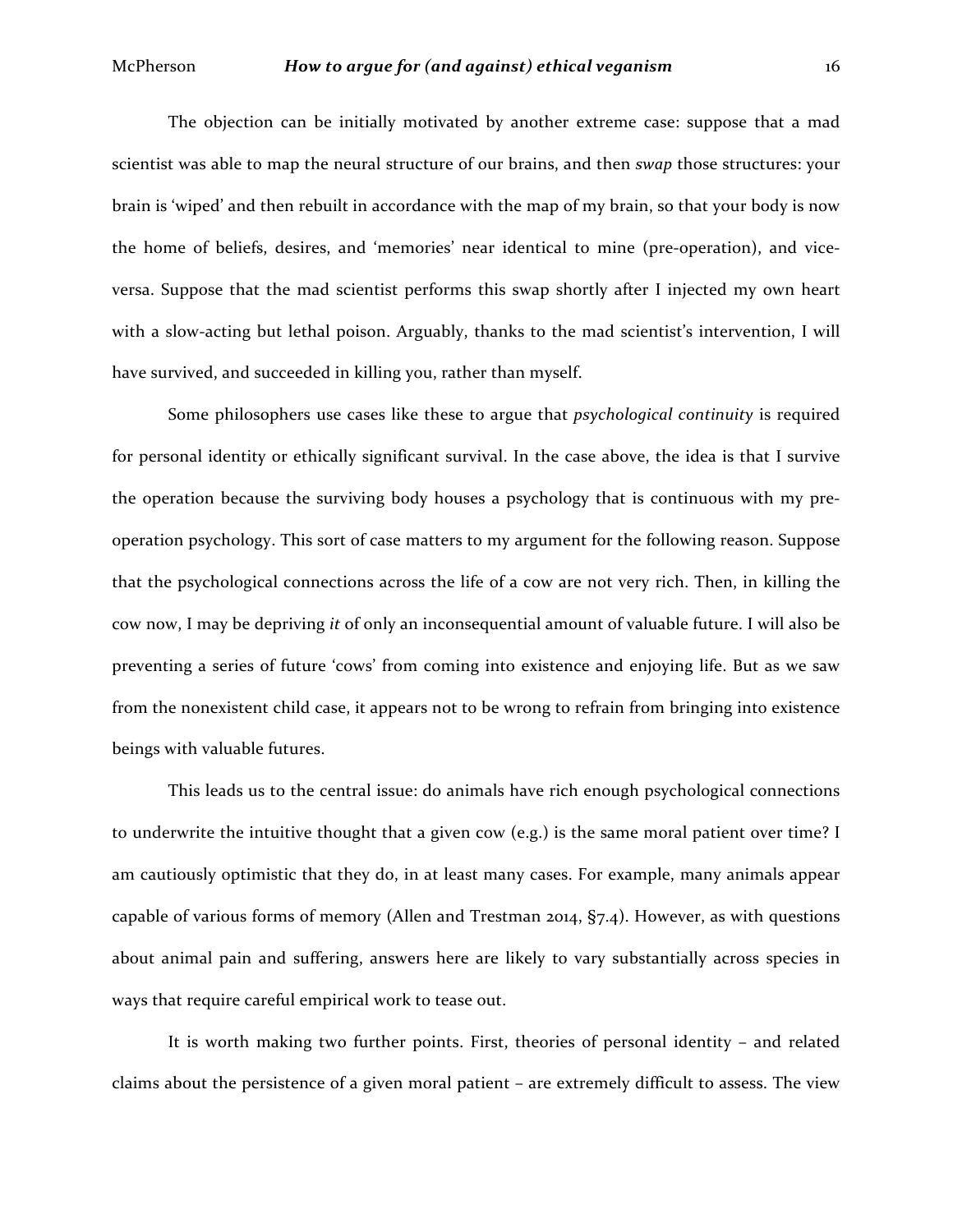The objection can be initially motivated by another extreme case: suppose that a mad scientist was able to map the neural structure of our brains, and then *swap* those structures: your brain is 'wiped' and then rebuilt in accordance with the map of my brain, so that your body is now the home of beliefs, desires, and 'memories' near identical to mine (pre-operation), and vice-versa. Suppose that the mad scientist performs this swap shortly after I injected my own heart with a slow-acting but lethal poison. Arguably, thanks to the mad scientist's intervention, I will have survived, and succeeded in killing you, rather than myself.

Some philosophers use cases like these to argue that *psychological continuity* is required for personal identity or ethically significant survival. In the case above, the idea is that I survive the operation because the surviving body houses a psychology that is continuous with my pre-operation psychology. This sort of case matters to my argument for the following reason. Suppose that the psychological connections across the life of a cow are not very rich. Then, in killing the cow now, I may be depriving *it* of only an inconsequential amount of valuable future. I will also be preventing a series of future 'cows' from coming into existence and enjoying life. But as we saw from the nonexistent child case, it appears not to be wrong to refrain from bringing into existence beings with valuable futures.

This leads us to the central issue: do animals have rich enough psychological connections to underwrite the intuitive thought that a given cow (e.g.) is the same moral patient over time? I am cautiously optimistic that they do, in at least many cases. For example, many animals appear capable of various forms of memory (Allen and Trestman 2014, §7.4). However, as with questions about animal pain and suffering, answers here are likely to vary substantially across species in ways that require careful empirical work to tease out.

It is worth making two further points. First, theories of personal identity – and related claims about the persistence of a given moral patient – are extremely difficult to assess. The view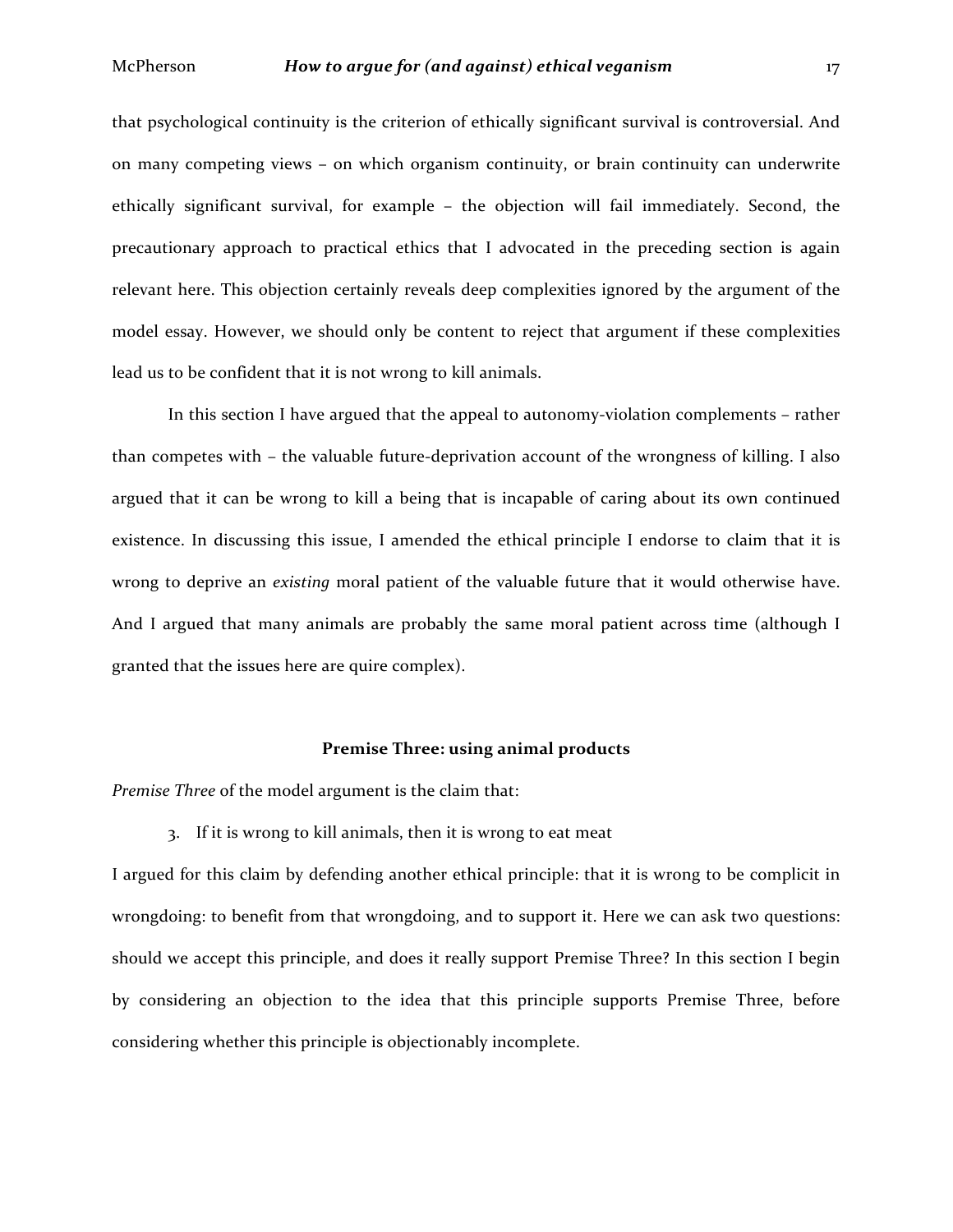that psychological continuity is the criterion of ethically significant survival is controversial. And on many competing views – on which organism continuity, or brain continuity can underwrite ethically significant survival, for example – the objection will fail immediately. Second, the precautionary approach to practical ethics that I advocated in the preceding section is again relevant here. This objection certainly reveals deep complexities ignored by the argument of the model essay. However, we should only be content to reject that argument if these complexities lead us to be confident that it is not wrong to kill animals.

In this section I have argued that the appeal to autonomy-violation complements – rather than competes with – the valuable future-deprivation account of the wrongness of killing. I also argued that it can be wrong to kill a being that is incapable of caring about its own continued existence. In discussing this issue, I amended the ethical principle I endorse to claim that it is wrong to deprive an *existing* moral patient of the valuable future that it would otherwise have. And I argued that many animals are probably the same moral patient across time (although I granted that the issues here are quire complex).

### Premise Three: using animal products

*Premise Three* of the model argument is the claim that:

3. If it is wrong to kill animals, then it is wrong to eat meat

I argued for this claim by defending another ethical principle: that it is wrong to be complicit in wrongdoing: to benefit from that wrongdoing, and to support it. Here we can ask two questions: should we accept this principle, and does it really support Premise Three? In this section I begin by considering an objection to the idea that this principle supports Premise Three, before considering whether this principle is objectionably incomplete.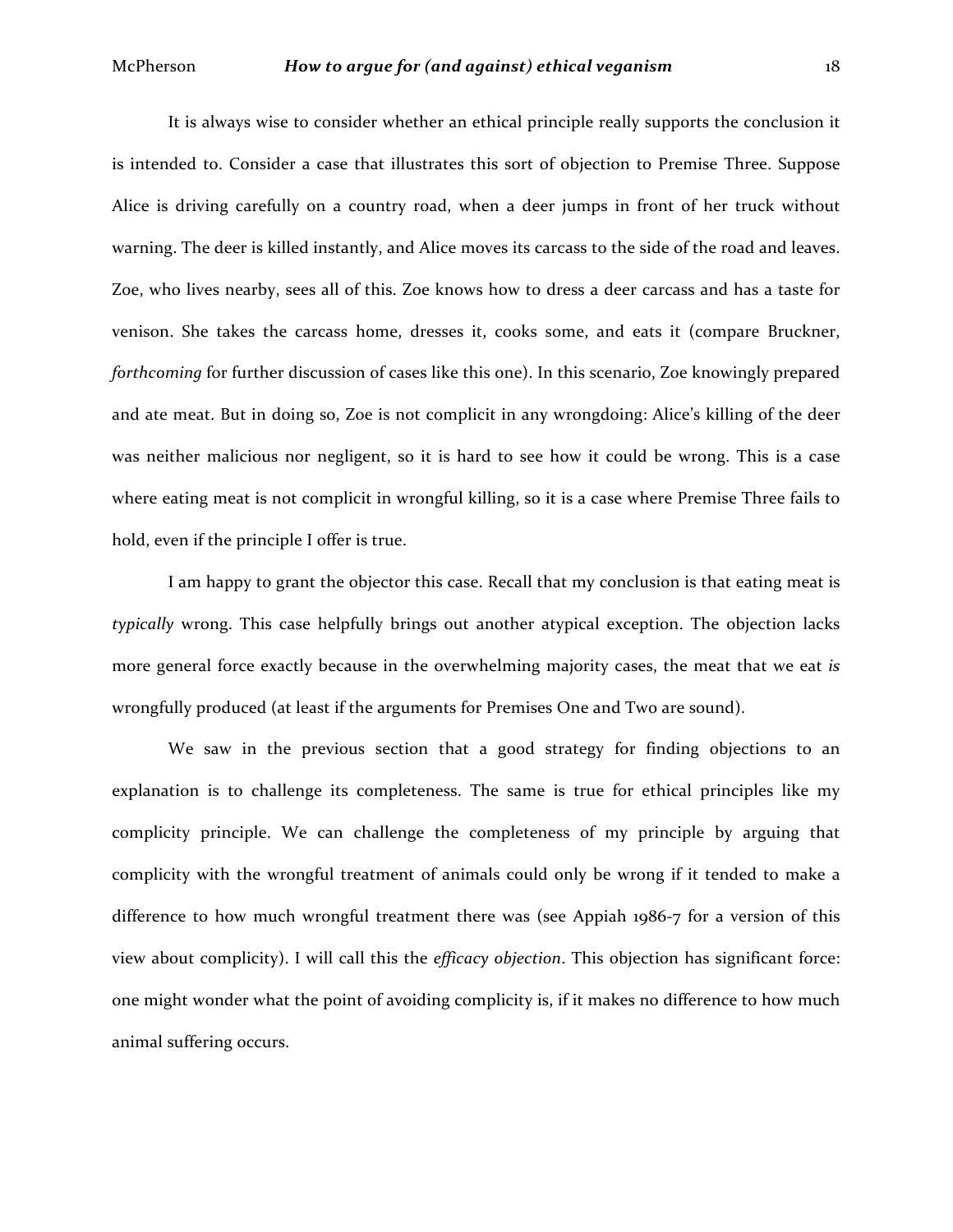It is always wise to consider whether an ethical principle really supports the conclusion it is intended to. Consider a case that illustrates this sort of objection to Premise Three. Suppose Alice is driving carefully on a country road, when a deer jumps in front of her truck without warning. The deer is killed instantly, and Alice moves its carcass to the side of the road and leaves. Zoe, who lives nearby, sees all of this. Zoe knows how to dress a deer carcass and has a taste for venison. She takes the carcass home, dresses it, cooks some, and eats it (compare Bruckner, *forthcoming* for further discussion of cases like this one). In this scenario, Zoe knowingly prepared and ate meat. But in doing so, Zoe is not complicit in any wrongdoing: Alice's killing of the deer was neither malicious nor negligent, so it is hard to see how it could be wrong. This is a case where eating meat is not complicit in wrongful killing, so it is a case where Premise Three fails to hold, even if the principle I offer is true.

I am happy to grant the objector this case. Recall that my conclusion is that eating meat is *typically* wrong. This case helpfully brings out another atypical exception. The objection lacks more general force exactly because in the overwhelming majority cases, the meat that we eat *is* wrongfully produced (at least if the arguments for Premises One and Two are sound).

We saw in the previous section that a good strategy for finding objections to an explanation is to challenge its completeness. The same is true for ethical principles like my complicity principle. We can challenge the completeness of my principle by arguing that complicity with the wrongful treatment of animals could only be wrong if it tended to make a difference to how much wrongful treatment there was (see Appiah 1986-7 for a version of this view about complicity). I will call this the *efficacy objection*. This objection has significant force: one might wonder what the point of avoiding complicity is, if it makes no difference to how much animal suffering occurs.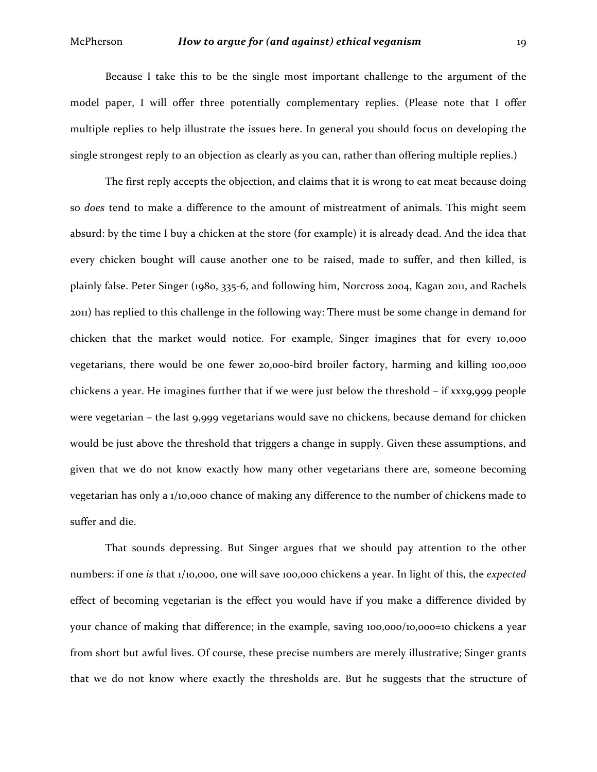Because I take this to be the single most important challenge to the argument of the model paper, I will offer three potentially complementary replies. (Please note that I offer multiple replies to help illustrate the issues here. In general you should focus on developing the single strongest reply to an objection as clearly as you can, rather than offering multiple replies.)

The first reply accepts the objection, and claims that it is wrong to eat meat because doing so *does* tend to make a difference to the amount of mistreatment of animals. This might seem absurd: by the time I buy a chicken at the store (for example) it is already dead. And the idea that every chicken bought will cause another one to be raised, made to suffer, and then killed, is plainly false. Peter Singer (1980, 335-6, and following him, Norcross 2004, Kagan 2011, and Rachels 2011) has replied to this challenge in the following way: There must be some change in demand for chicken that the market would notice. For example, Singer imagines that for every 10,000 vegetarians, there would be one fewer 20,000-bird broiler factory, harming and killing 100,000 chickens a year. He imagines further that if we were just below the threshold – if xxx9,999 people were vegetarian – the last 9,999 vegetarians would save no chickens, because demand for chicken would be just above the threshold that triggers a change in supply. Given these assumptions, and given that we do not know exactly how many other vegetarians there are, someone becoming vegetarian has only a 1/10,000 chance of making any difference to the number of chickens made to suffer and die.

That sounds depressing. But Singer argues that we should pay attention to the other numbers: if one *is* that 1/10,000, one will save 100,000 chickens a year. In light of this, the *expected* effect of becoming vegetarian is the effect you would have if you make a difference divided by your chance of making that difference; in the example, saving 100,000/10,000=10 chickens a year from short but awful lives. Of course, these precise numbers are merely illustrative; Singer grants that we do not know where exactly the thresholds are. But he suggests that the structure of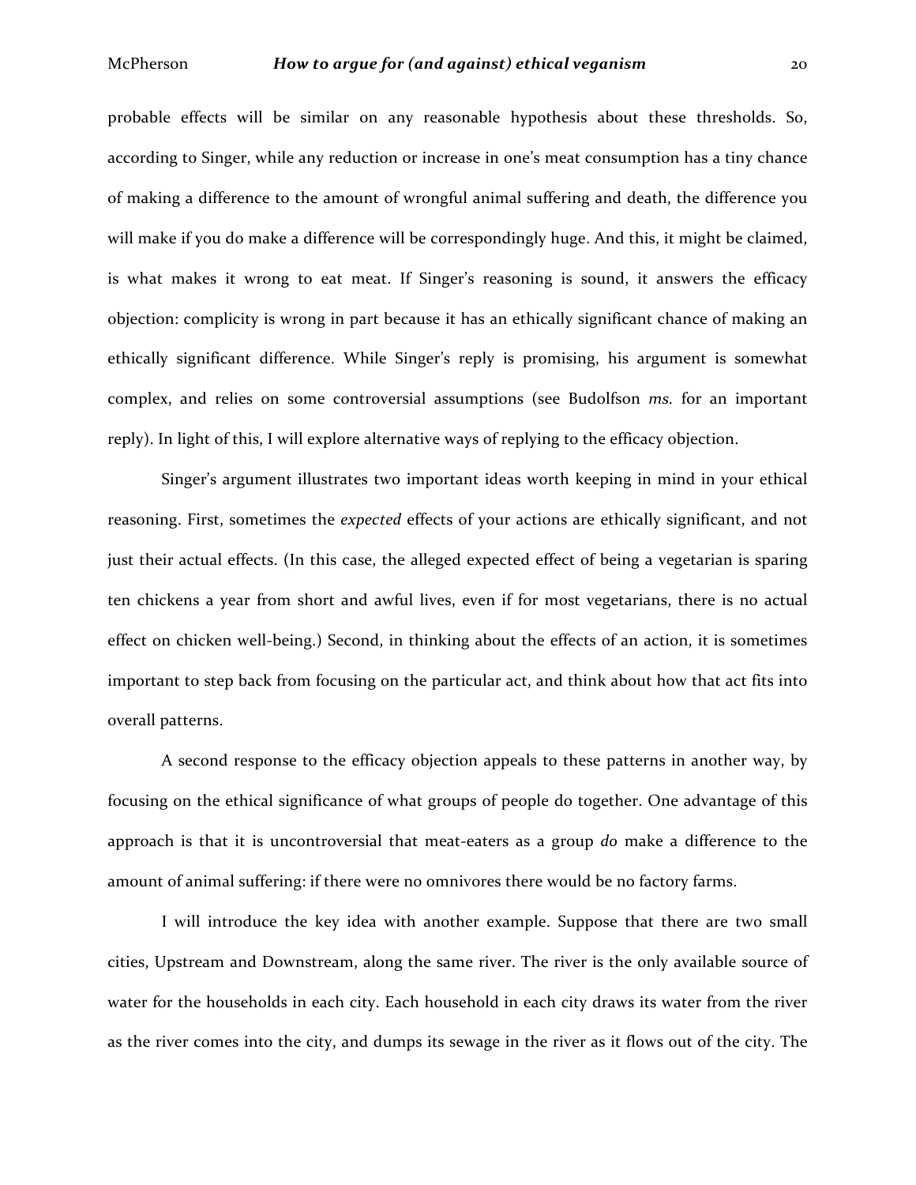probable effects will be similar on any reasonable hypothesis about these thresholds. So, according to Singer, while any reduction or increase in one's meat consumption has a tiny chance of making a difference to the amount of wrongful animal suffering and death, the difference you will make if you do make a difference will be correspondingly huge. And this, it might be claimed, is what makes it wrong to eat meat. If Singer's reasoning is sound, it answers the efficacy objection: complicity is wrong in part because it has an ethically significant chance of making an ethically significant difference. While Singer's reply is promising, his argument is somewhat complex, and relies on some controversial assumptions (see Budolfson *ms.* for an important reply). In light of this, I will explore alternative ways of replying to the efficacy objection.

Singer's argument illustrates two important ideas worth keeping in mind in your ethical reasoning. First, sometimes the *expected* effects of your actions are ethically significant, and not just their actual effects. (In this case, the alleged expected effect of being a vegetarian is sparing ten chickens a year from short and awful lives, even if for most vegetarians, there is no actual effect on chicken well-being.) Second, in thinking about the effects of an action, it is sometimes important to step back from focusing on the particular act, and think about how that act fits into overall patterns.

A second response to the efficacy objection appeals to these patterns in another way, by focusing on the ethical significance of what groups of people do together. One advantage of this approach is that it is uncontroversial that meat-eaters as a group *do* make a difference to the amount of animal suffering: if there were no omnivores there would be no factory farms.

I will introduce the key idea with another example. Suppose that there are two small cities, Upstream and Downstream, along the same river. The river is the only available source of water for the households in each city. Each household in each city draws its water from the river as the river comes into the city, and dumps its sewage in the river as it flows out of the city. The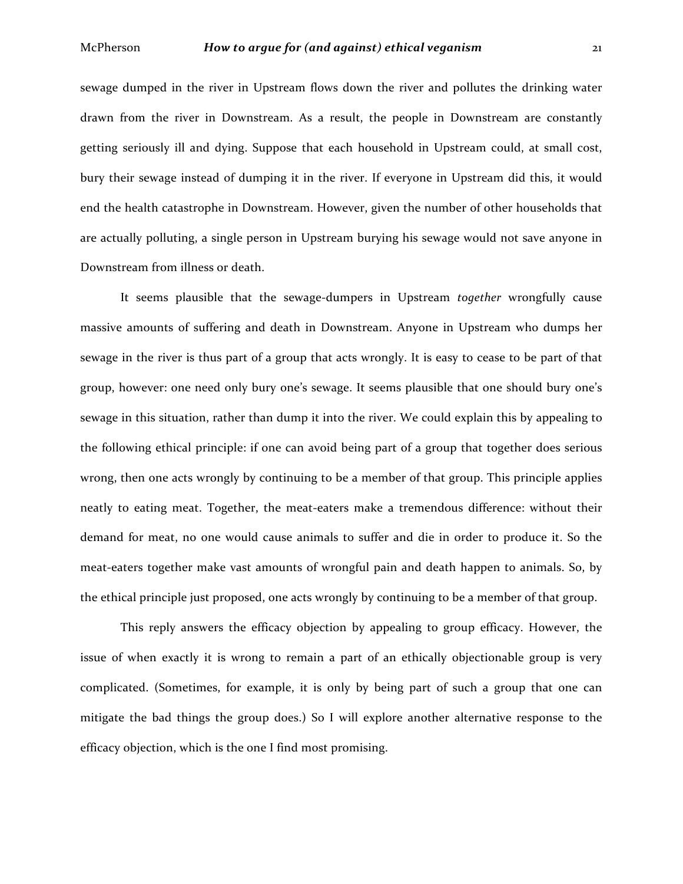sewage dumped in the river in Upstream flows down the river and pollutes the drinking water drawn from the river in Downstream. As a result, the people in Downstream are constantly getting seriously ill and dying. Suppose that each household in Upstream could, at small cost, bury their sewage instead of dumping it in the river. If everyone in Upstream did this, it would end the health catastrophe in Downstream. However, given the number of other households that are actually polluting, a single person in Upstream burying his sewage would not save anyone in Downstream from illness or death.

It seems plausible that the sewage-dumpers in Upstream *together* wrongfully cause massive amounts of suffering and death in Downstream. Anyone in Upstream who dumps her sewage in the river is thus part of a group that acts wrongly. It is easy to cease to be part of that group, however: one need only bury one's sewage. It seems plausible that one should bury one's sewage in this situation, rather than dump it into the river. We could explain this by appealing to the following ethical principle: if one can avoid being part of a group that together does serious wrong, then one acts wrongly by continuing to be a member of that group. This principle applies neatly to eating meat. Together, the meat-eaters make a tremendous difference: without their demand for meat, no one would cause animals to suffer and die in order to produce it. So the meat-eaters together make vast amounts of wrongful pain and death happen to animals. So, by the ethical principle just proposed, one acts wrongly by continuing to be a member of that group.

This reply answers the efficacy objection by appealing to group efficacy. However, the issue of when exactly it is wrong to remain a part of an ethically objectionable group is very complicated. (Sometimes, for example, it is only by being part of such a group that one can mitigate the bad things the group does.) So I will explore another alternative response to the efficacy objection, which is the one I find most promising.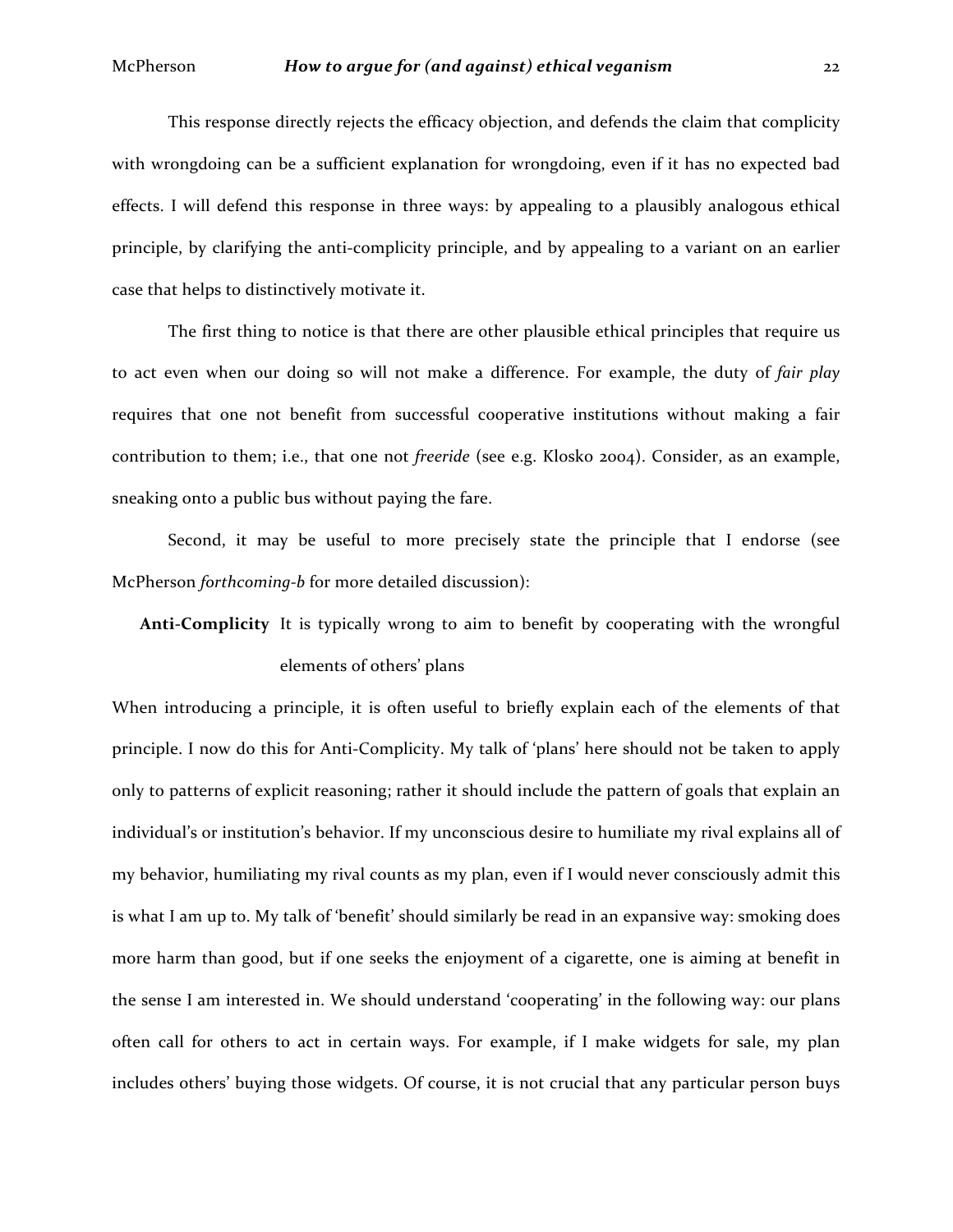This response directly rejects the efficacy objection, and defends the claim that complicity with wrongdoing can be a sufficient explanation for wrongdoing, even if it has no expected bad effects. I will defend this response in three ways: by appealing to a plausibly analogous ethical principle, by clarifying the anti-complicity principle, and by appealing to a variant on an earlier case that helps to distinctively motivate it.

The first thing to notice is that there are other plausible ethical principles that require us to act even when our doing so will not make a difference. For example, the duty of *fair play* requires that one not benefit from successful cooperative institutions without making a fair contribution to them; i.e., that one not *freeride* (see e.g. Klosko 2004). Consider, as an example, sneaking onto a public bus without paying the fare.

Second, it may be useful to more precisely state the principle that I endorse (see McPherson *forthcoming-b* for more detailed discussion):

**Anti-Complicity** It is typically wrong to aim to benefit by cooperating with the wrongful elements of others' plans

When introducing a principle, it is often useful to briefly explain each of the elements of that principle. I now do this for Anti-Complicity. My talk of 'plans' here should not be taken to apply only to patterns of explicit reasoning; rather it should include the pattern of goals that explain an individual's or institution's behavior. If my unconscious desire to humiliate my rival explains all of my behavior, humiliating my rival counts as my plan, even if I would never consciously admit this is what I am up to. My talk of 'benefit' should similarly be read in an expansive way: smoking does more harm than good, but if one seeks the enjoyment of a cigarette, one is aiming at benefit in the sense I am interested in. We should understand 'cooperating' in the following way: our plans often call for others to act in certain ways. For example, if I make widgets for sale, my plan includes others' buying those widgets. Of course, it is not crucial that any particular person buys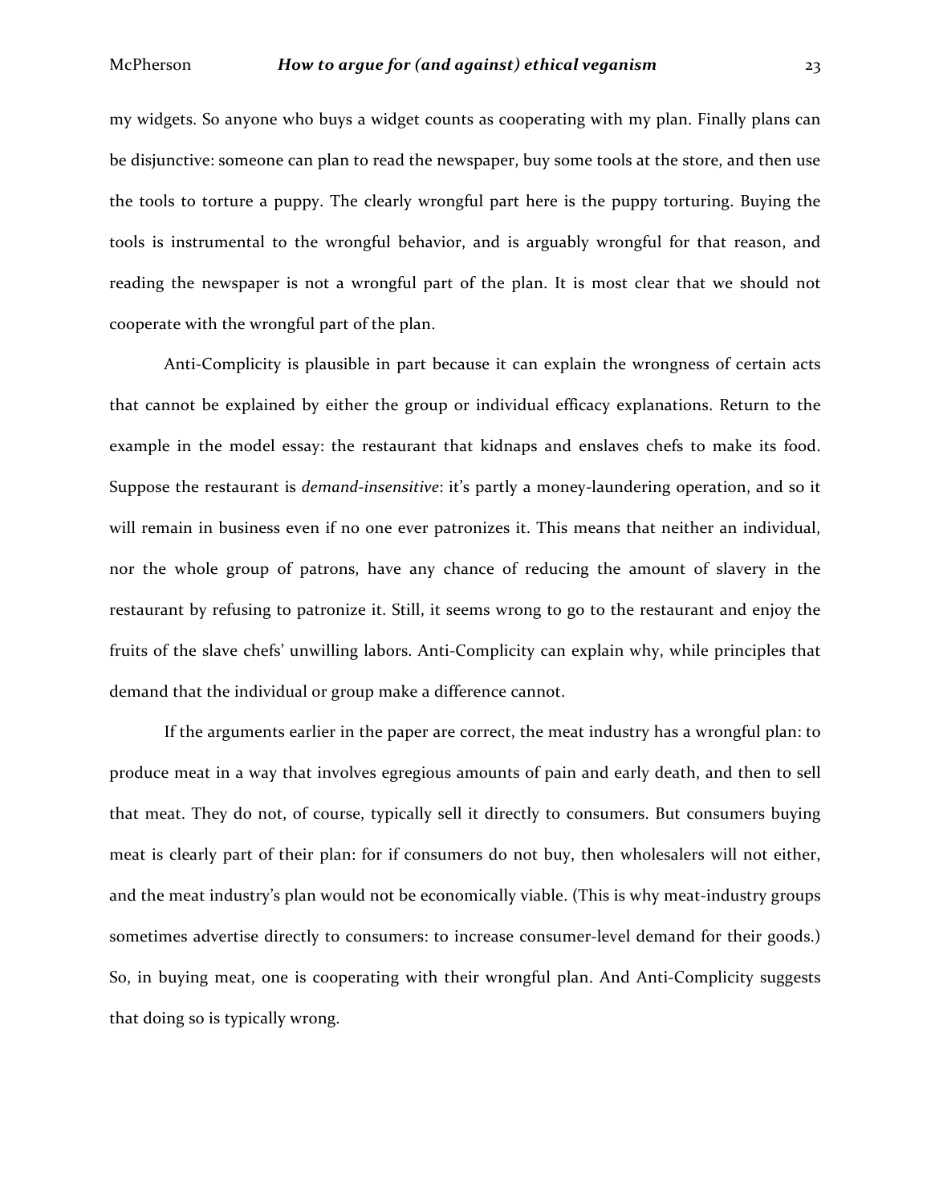my widgets. So anyone who buys a widget counts as cooperating with my plan. Finally plans can be disjunctive: someone can plan to read the newspaper, buy some tools at the store, and then use the tools to torture a puppy. The clearly wrongful part here is the puppy torturing. Buying the tools is instrumental to the wrongful behavior, and is arguably wrongful for that reason, and reading the newspaper is not a wrongful part of the plan. It is most clear that we should not cooperate with the wrongful part of the plan.

Anti-Complicity is plausible in part because it can explain the wrongness of certain acts that cannot be explained by either the group or individual efficacy explanations. Return to the example in the model essay: the restaurant that kidnaps and enslaves chefs to make its food. Suppose the restaurant is *demand-insensitive*: it's partly a money-laundering operation, and so it will remain in business even if no one ever patronizes it. This means that neither an individual, nor the whole group of patrons, have any chance of reducing the amount of slavery in the restaurant by refusing to patronize it. Still, it seems wrong to go to the restaurant and enjoy the fruits of the slave chefs' unwilling labors. Anti-Complicity can explain why, while principles that demand that the individual or group make a difference cannot.

If the arguments earlier in the paper are correct, the meat industry has a wrongful plan: to produce meat in a way that involves egregious amounts of pain and early death, and then to sell that meat. They do not, of course, typically sell it directly to consumers. But consumers buying meat is clearly part of their plan: for if consumers do not buy, then wholesalers will not either, and the meat industry's plan would not be economically viable. (This is why meat-industry groups sometimes advertise directly to consumers: to increase consumer-level demand for their goods.) So, in buying meat, one is cooperating with their wrongful plan. And Anti-Complicity suggests that doing so is typically wrong.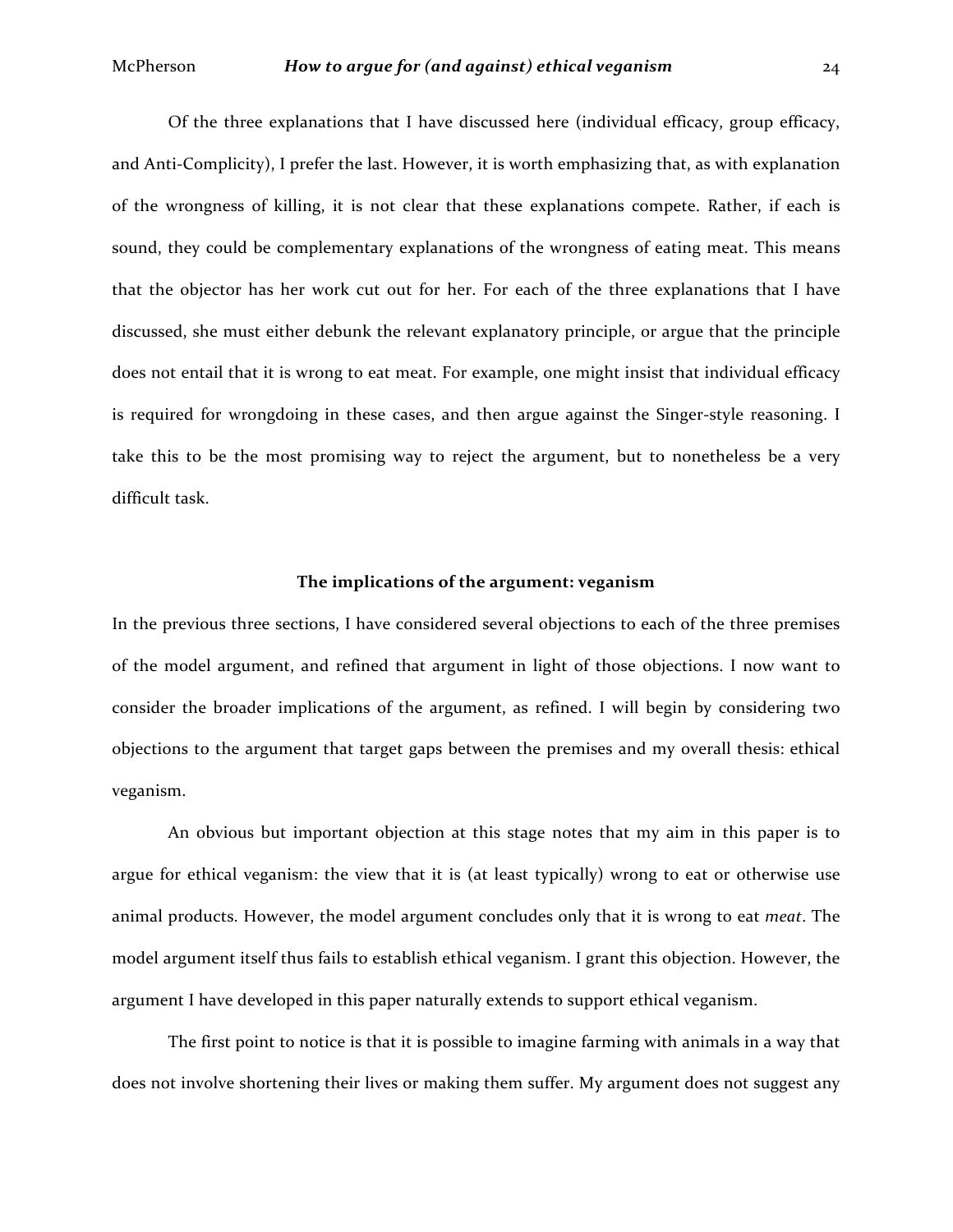Of the three explanations that I have discussed here (individual efficacy, group efficacy, and Anti-Complicity), I prefer the last. However, it is worth emphasizing that, as with explanation of the wrongness of killing, it is not clear that these explanations compete. Rather, if each is sound, they could be complementary explanations of the wrongness of eating meat. This means that the objector has her work cut out for her. For each of the three explanations that I have discussed, she must either debunk the relevant explanatory principle, or argue that the principle does not entail that it is wrong to eat meat. For example, one might insist that individual efficacy is required for wrongdoing in these cases, and then argue against the Singer-style reasoning. I take this to be the most promising way to reject the argument, but to nonetheless be a very difficult task.

## The implications of the argument: veganism

In the previous three sections, I have considered several objections to each of the three premises of the model argument, and refined that argument in light of those objections. I now want to consider the broader implications of the argument, as refined. I will begin by considering two objections to the argument that target gaps between the premises and my overall thesis: ethical veganism.

An obvious but important objection at this stage notes that my aim in this paper is to argue for ethical veganism: the view that it is (at least typically) wrong to eat or otherwise use animal products. However, the model argument concludes only that it is wrong to eat *meat*. The model argument itself thus fails to establish ethical veganism. I grant this objection. However, the argument I have developed in this paper naturally extends to support ethical veganism.

The first point to notice is that it is possible to imagine farming with animals in a way that does not involve shortening their lives or making them suffer. My argument does not suggest any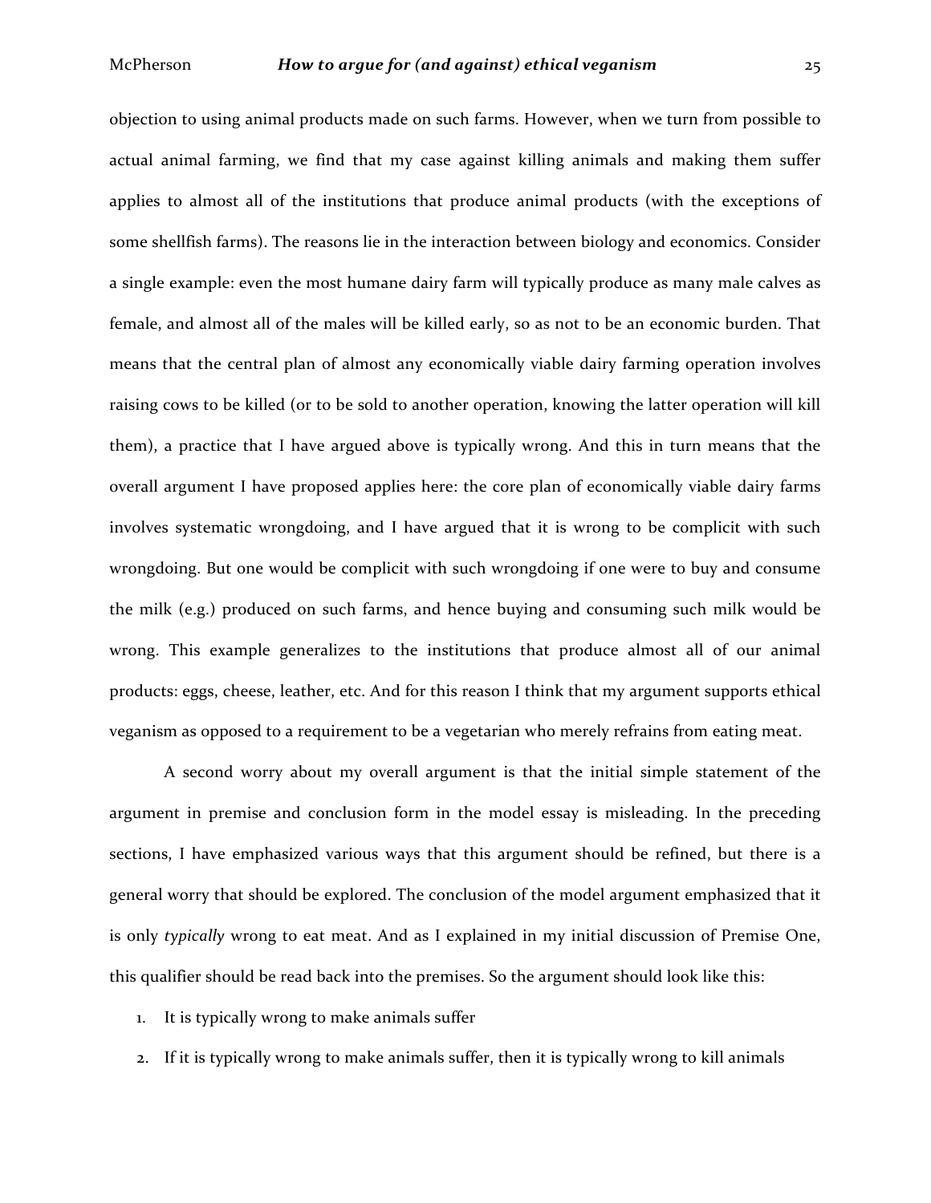objection to using animal products made on such farms. However, when we turn from possible to actual animal farming, we find that my case against killing animals and making them suffer applies to almost all of the institutions that produce animal products (with the exceptions of some shellfish farms). The reasons lie in the interaction between biology and economics. Consider a single example: even the most humane dairy farm will typically produce as many male calves as female, and almost all of the males will be killed early, so as not to be an economic burden. That means that the central plan of almost any economically viable dairy farming operation involves raising cows to be killed (or to be sold to another operation, knowing the latter operation will kill them), a practice that I have argued above is typically wrong. And this in turn means that the overall argument I have proposed applies here: the core plan of economically viable dairy farms involves systematic wrongdoing, and I have argued that it is wrong to be complicit with such wrongdoing. But one would be complicit with such wrongdoing if one were to buy and consume the milk (e.g.) produced on such farms, and hence buying and consuming such milk would be wrong. This example generalizes to the institutions that produce almost all of our animal products: eggs, cheese, leather, etc. And for this reason I think that my argument supports ethical veganism as opposed to a requirement to be a vegetarian who merely refrains from eating meat.

A second worry about my overall argument is that the initial simple statement of the argument in premise and conclusion form in the model essay is misleading. In the preceding sections, I have emphasized various ways that this argument should be refined, but there is a general worry that should be explored. The conclusion of the model argument emphasized that it is only *typically* wrong to eat meat. And as I explained in my initial discussion of Premise One, this qualifier should be read back into the premises. So the argument should look like this:

1. It is typically wrong to make animals suffer
2. If it is typically wrong to make animals suffer, then it is typically wrong to kill animals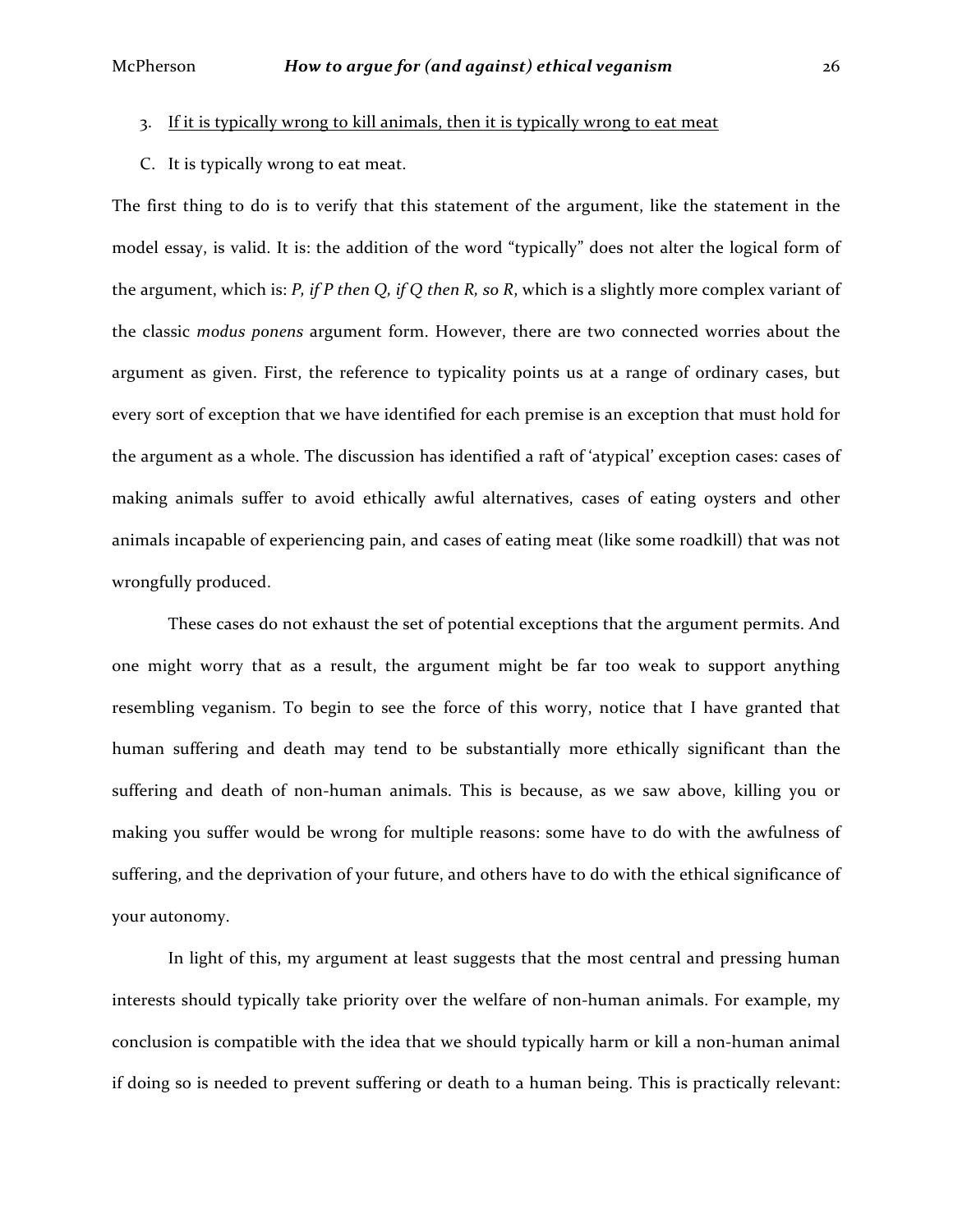3. <u>If it is typically wrong to kill animals, then it is typically wrong to eat meat</u>

C. It is typically wrong to eat meat.

The first thing to do is to verify that this statement of the argument, like the statement in the model essay, is valid. It is: the addition of the word "typically" does not alter the logical form of the argument, which is: *P, if P then Q, if Q then R, so R,* which is a slightly more complex variant of the classic *modus ponens* argument form. However, there are two connected worries about the argument as given. First, the reference to typicality points us at a range of ordinary cases, but every sort of exception that we have identified for each premise is an exception that must hold for the argument as a whole. The discussion has identified a raft of 'atypical' exception cases: cases of making animals suffer to avoid ethically awful alternatives, cases of eating oysters and other animals incapable of experiencing pain, and cases of eating meat (like some roadkill) that was not wrongfully produced.

These cases do not exhaust the set of potential exceptions that the argument permits. And one might worry that as a result, the argument might be far too weak to support anything resembling veganism. To begin to see the force of this worry, notice that I have granted that human suffering and death may tend to be substantially more ethically significant than the suffering and death of non-human animals. This is because, as we saw above, killing you or making you suffer would be wrong for multiple reasons: some have to do with the awfulness of suffering, and the deprivation of your future, and others have to do with the ethical significance of your autonomy.

In light of this, my argument at least suggests that the most central and pressing human interests should typically take priority over the welfare of non-human animals. For example, my conclusion is compatible with the idea that we should typically harm or kill a non-human animal if doing so is needed to prevent suffering or death to a human being. This is practically relevant: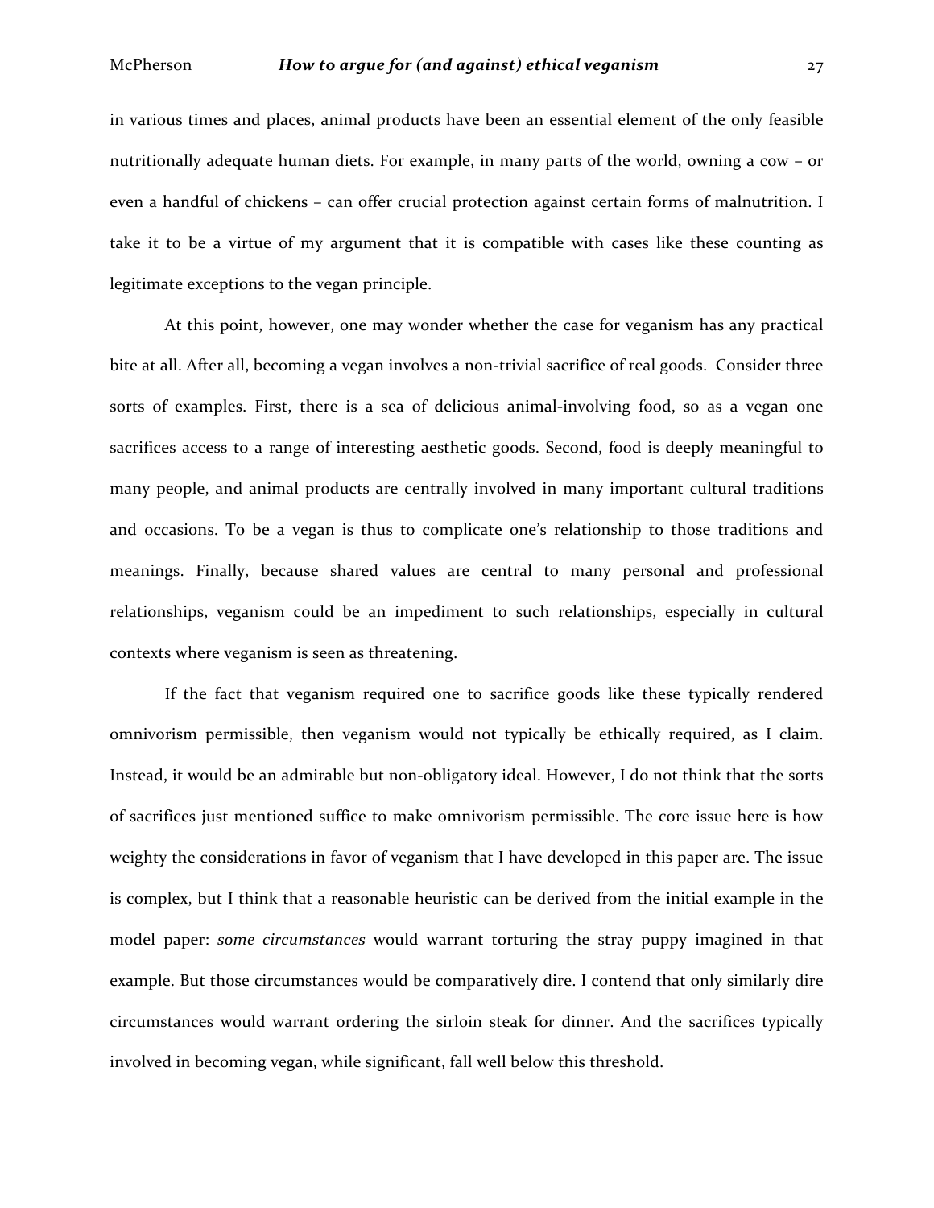in various times and places, animal products have been an essential element of the only feasible nutritionally adequate human diets. For example, in many parts of the world, owning a cow – or even a handful of chickens – can offer crucial protection against certain forms of malnutrition. I take it to be a virtue of my argument that it is compatible with cases like these counting as legitimate exceptions to the vegan principle.

At this point, however, one may wonder whether the case for veganism has any practical bite at all. After all, becoming a vegan involves a non-trivial sacrifice of real goods. Consider three sorts of examples. First, there is a sea of delicious animal-involving food, so as a vegan one sacrifices access to a range of interesting aesthetic goods. Second, food is deeply meaningful to many people, and animal products are centrally involved in many important cultural traditions and occasions. To be a vegan is thus to complicate one's relationship to those traditions and meanings. Finally, because shared values are central to many personal and professional relationships, veganism could be an impediment to such relationships, especially in cultural contexts where veganism is seen as threatening.

If the fact that veganism required one to sacrifice goods like these typically rendered omnivorism permissible, then veganism would not typically be ethically required, as I claim. Instead, it would be an admirable but non-obligatory ideal. However, I do not think that the sorts of sacrifices just mentioned suffice to make omnivorism permissible. The core issue here is how weighty the considerations in favor of veganism that I have developed in this paper are. The issue is complex, but I think that a reasonable heuristic can be derived from the initial example in the model paper: *some circumstances* would warrant torturing the stray puppy imagined in that example. But those circumstances would be comparatively dire. I contend that only similarly dire circumstances would warrant ordering the sirloin steak for dinner. And the sacrifices typically involved in becoming vegan, while significant, fall well below this threshold.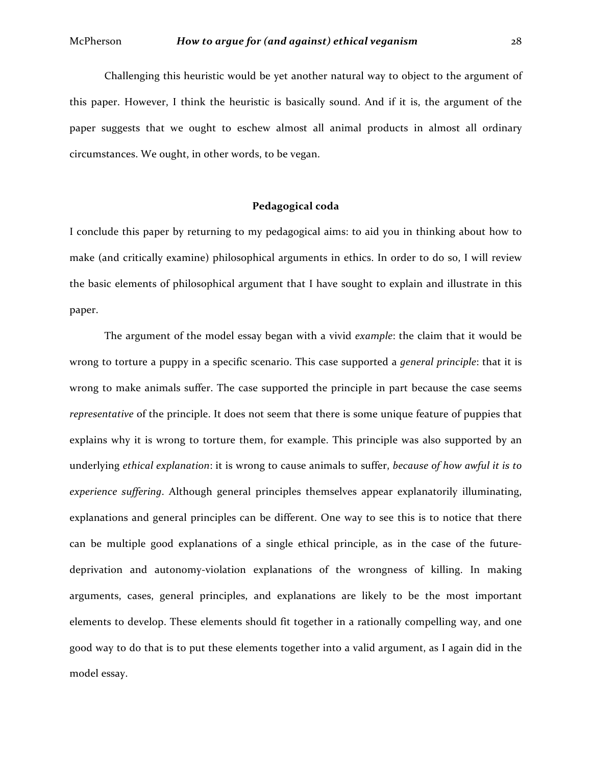Challenging this heuristic would be yet another natural way to object to the argument of this paper. However, I think the heuristic is basically sound. And if it is, the argument of the paper suggests that we ought to eschew almost all animal products in almost all ordinary circumstances. We ought, in other words, to be vegan.

## Pedagogical coda

I conclude this paper by returning to my pedagogical aims: to aid you in thinking about how to make (and critically examine) philosophical arguments in ethics. In order to do so, I will review the basic elements of philosophical argument that I have sought to explain and illustrate in this paper.

The argument of the model essay began with a vivid *example*: the claim that it would be wrong to torture a puppy in a specific scenario. This case supported a *general principle*: that it is wrong to make animals suffer. The case supported the principle in part because the case seems *representative* of the principle. It does not seem that there is some unique feature of puppies that explains why it is wrong to torture them, for example. This principle was also supported by an underlying *ethical explanation*: it is wrong to cause animals to suffer, *because of how awful it is to experience suffering*. Although general principles themselves appear explanatorily illuminating, explanations and general principles can be different. One way to see this is to notice that there can be multiple good explanations of a single ethical principle, as in the case of the future-deprivation and autonomy-violation explanations of the wrongness of killing. In making arguments, cases, general principles, and explanations are likely to be the most important elements to develop. These elements should fit together in a rationally compelling way, and one good way to do that is to put these elements together into a valid argument, as I again did in the model essay.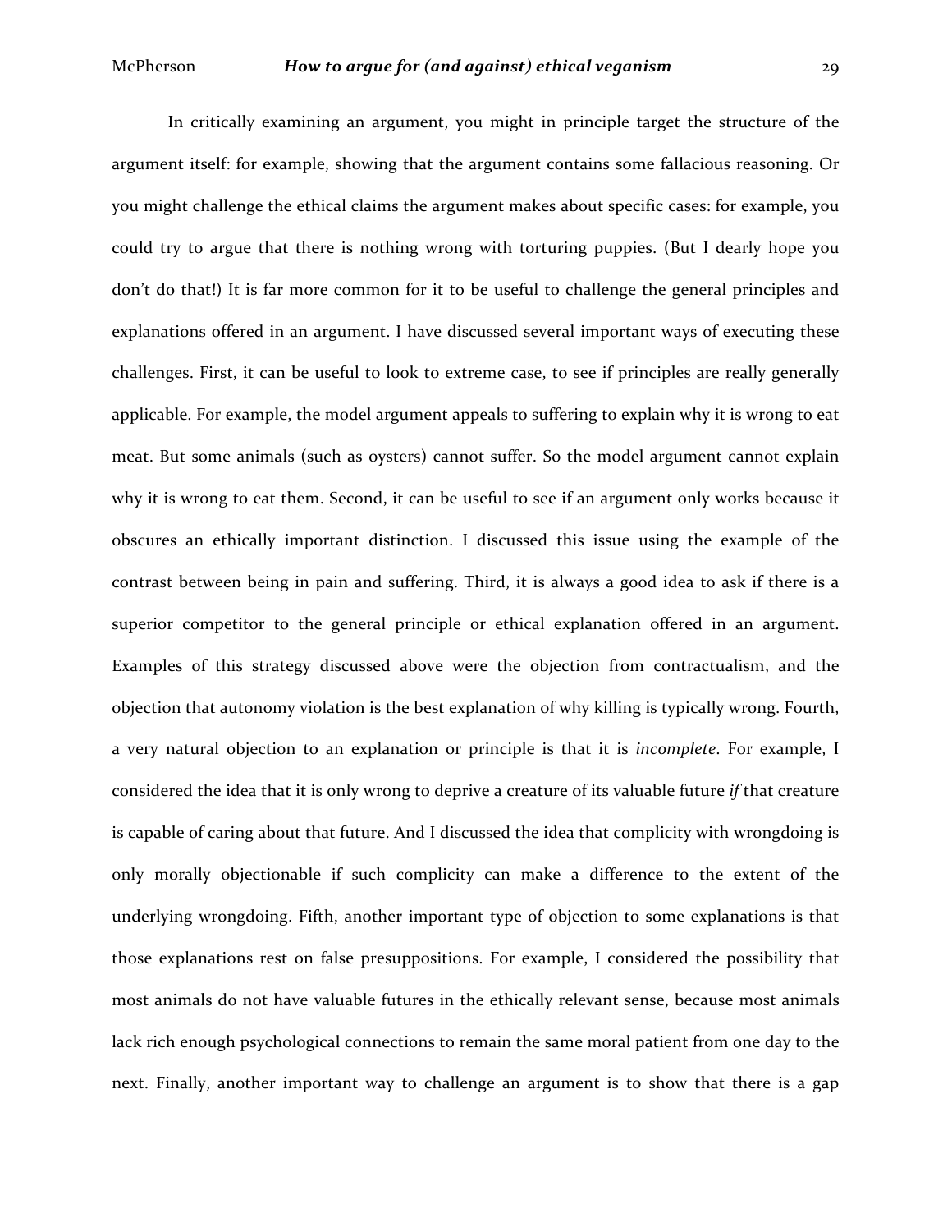In critically examining an argument, you might in principle target the structure of the argument itself: for example, showing that the argument contains some fallacious reasoning. Or you might challenge the ethical claims the argument makes about specific cases: for example, you could try to argue that there is nothing wrong with torturing puppies. (But I dearly hope you don't do that!) It is far more common for it to be useful to challenge the general principles and explanations offered in an argument. I have discussed several important ways of executing these challenges. First, it can be useful to look to extreme case, to see if principles are really generally applicable. For example, the model argument appeals to suffering to explain why it is wrong to eat meat. But some animals (such as oysters) cannot suffer. So the model argument cannot explain why it is wrong to eat them. Second, it can be useful to see if an argument only works because it obscures an ethically important distinction. I discussed this issue using the example of the contrast between being in pain and suffering. Third, it is always a good idea to ask if there is a superior competitor to the general principle or ethical explanation offered in an argument. Examples of this strategy discussed above were the objection from contractualism, and the objection that autonomy violation is the best explanation of why killing is typically wrong. Fourth, a very natural objection to an explanation or principle is that it is *incomplete*. For example, I considered the idea that it is only wrong to deprive a creature of its valuable future *if* that creature is capable of caring about that future. And I discussed the idea that complicity with wrongdoing is only morally objectionable if such complicity can make a difference to the extent of the underlying wrongdoing. Fifth, another important type of objection to some explanations is that those explanations rest on false presuppositions. For example, I considered the possibility that most animals do not have valuable futures in the ethically relevant sense, because most animals lack rich enough psychological connections to remain the same moral patient from one day to the next. Finally, another important way to challenge an argument is to show that there is a gap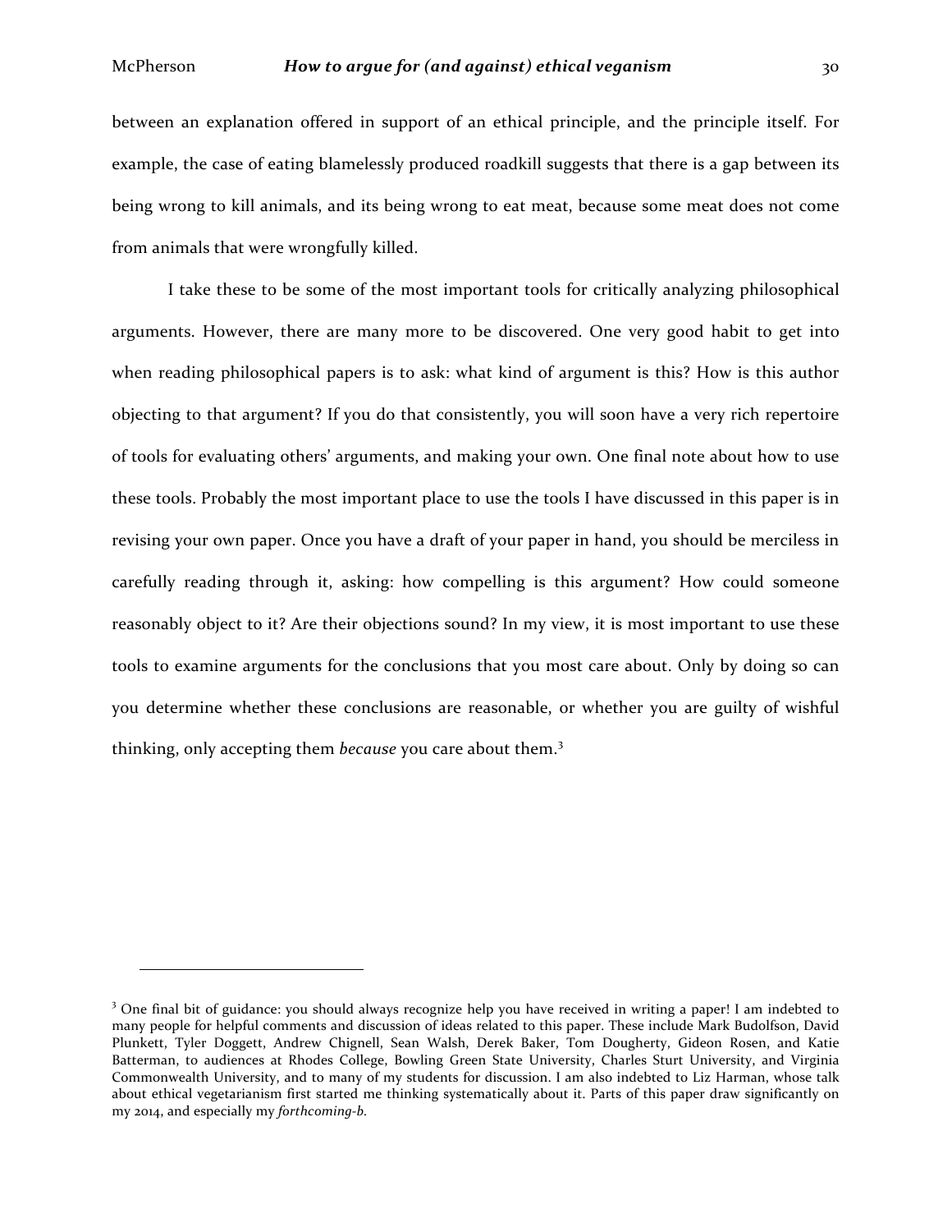between an explanation offered in support of an ethical principle, and the principle itself. For example, the case of eating blamelessly produced roadkill suggests that there is a gap between its being wrong to kill animals, and its being wrong to eat meat, because some meat does not come from animals that were wrongfully killed.

I take these to be some of the most important tools for critically analyzing philosophical arguments. However, there are many more to be discovered. One very good habit to get into when reading philosophical papers is to ask: what kind of argument is this? How is this author objecting to that argument? If you do that consistently, you will soon have a very rich repertoire of tools for evaluating others' arguments, and making your own. One final note about how to use these tools. Probably the most important place to use the tools I have discussed in this paper is in revising your own paper. Once you have a draft of your paper in hand, you should be merciless in carefully reading through it, asking: how compelling is this argument? How could someone reasonably object to it? Are their objections sound? In my view, it is most important to use these tools to examine arguments for the conclusions that you most care about. Only by doing so can you determine whether these conclusions are reasonable, or whether you are guilty of wishful thinking, only accepting them *because* you care about them.[3]

---

[3] One final bit of guidance: you should always recognize help you have received in writing a paper! I am indebted to many people for helpful comments and discussion of ideas related to this paper. These include Mark Budolfson, David Plunkett, Tyler Doggett, Andrew Chignell, Sean Walsh, Derek Baker, Tom Dougherty, Gideon Rosen, and Katie Batterman, to audiences at Rhodes College, Bowling Green State University, Charles Sturt University, and Virginia Commonwealth University, and to many of my students for discussion. I am also indebted to Liz Harman, whose talk about ethical vegetarianism first started me thinking systematically about it. Parts of this paper draw significantly on my 2014, and especially my *forthcoming-b*.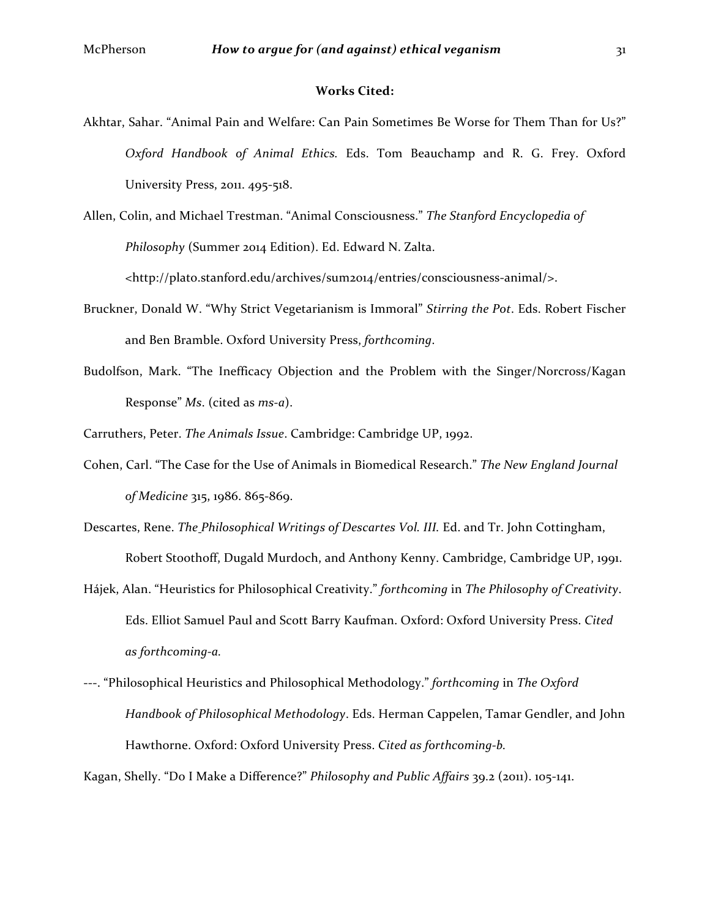**Works Cited:**

Akhtar, Sahar. "Animal Pain and Welfare: Can Pain Sometimes Be Worse for Them Than for Us?" *Oxford Handbook of Animal Ethics.* Eds. Tom Beauchamp and R. G. Frey. Oxford University Press, 2011. 495-518.

Allen, Colin, and Michael Trestman. "Animal Consciousness." *The Stanford Encyclopedia of Philosophy* (Summer 2014 Edition). Ed. Edward N. Zalta. <http://plato.stanford.edu/archives/sum2014/entries/consciousness-animal/>.

Bruckner, Donald W. "Why Strict Vegetarianism is Immoral" *Stirring the Pot*. Eds. Robert Fischer and Ben Bramble. Oxford University Press, *forthcoming*.

Budolfson, Mark. "The Inefficacy Objection and the Problem with the Singer/Norcross/Kagan Response" *Ms*. (cited as *ms-a*).

Carruthers, Peter. *The Animals Issue*. Cambridge: Cambridge UP, 1992.

Cohen, Carl. "The Case for the Use of Animals in Biomedical Research." *The New England Journal of Medicine* 315, 1986. 865-869.

Descartes, Rene. *The Philosophical Writings of Descartes Vol. III.* Ed. and Tr. John Cottingham, Robert Stoothoff, Dugald Murdoch, and Anthony Kenny. Cambridge, Cambridge UP, 1991.

Hájek, Alan. "Heuristics for Philosophical Creativity." *forthcoming* in *The Philosophy of Creativity*. Eds. Elliot Samuel Paul and Scott Barry Kaufman. Oxford: Oxford University Press. *Cited as forthcoming-a.*

---. "Philosophical Heuristics and Philosophical Methodology." *forthcoming* in *The Oxford Handbook of Philosophical Methodology*. Eds. Herman Cappelen, Tamar Gendler, and John Hawthorne. Oxford: Oxford University Press. *Cited as forthcoming-b.*

Kagan, Shelly. "Do I Make a Difference?" *Philosophy and Public Affairs* 39.2 (2011). 105-141.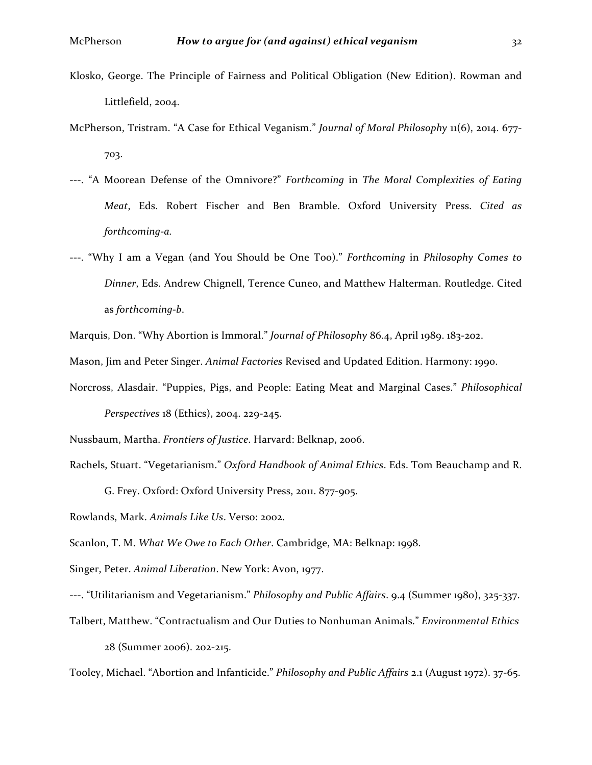Klosko, George. The Principle of Fairness and Political Obligation (New Edition). Rowman and Littlefield, 2004.

McPherson, Tristram. "A Case for Ethical Veganism." *Journal of Moral Philosophy* 11(6), 2014. 677-703.

---. "A Moorean Defense of the Omnivore?" *Forthcoming* in *The Moral Complexities of Eating Meat*, Eds. Robert Fischer and Ben Bramble. Oxford University Press. *Cited as forthcoming-a.*

---. "Why I am a Vegan (and You Should be One Too)." *Forthcoming* in *Philosophy Comes to Dinner*, Eds. Andrew Chignell, Terence Cuneo, and Matthew Halterman. Routledge. Cited as *forthcoming-b*.

Marquis, Don. "Why Abortion is Immoral." *Journal of Philosophy* 86.4, April 1989. 183-202.

Mason, Jim and Peter Singer. *Animal Factories* Revised and Updated Edition. Harmony: 1990.

Norcross, Alasdair. "Puppies, Pigs, and People: Eating Meat and Marginal Cases." *Philosophical Perspectives* 18 (Ethics), 2004. 229-245.

Nussbaum, Martha. *Frontiers of Justice*. Harvard: Belknap, 2006.

Rachels, Stuart. "Vegetarianism." *Oxford Handbook of Animal Ethics*. Eds. Tom Beauchamp and R. G. Frey. Oxford: Oxford University Press, 2011. 877-905.

Rowlands, Mark. *Animals Like Us*. Verso: 2002.

Scanlon, T. M. *What We Owe to Each Other*. Cambridge, MA: Belknap: 1998.

Singer, Peter. *Animal Liberation*. New York: Avon, 1977.

---. "Utilitarianism and Vegetarianism." *Philosophy and Public Affairs*. 9.4 (Summer 1980), 325-337.

Talbert, Matthew. "Contractualism and Our Duties to Nonhuman Animals." *Environmental Ethics* 28 (Summer 2006). 202-215.

Tooley, Michael. "Abortion and Infanticide." *Philosophy and Public Affairs* 2.1 (August 1972). 37-65.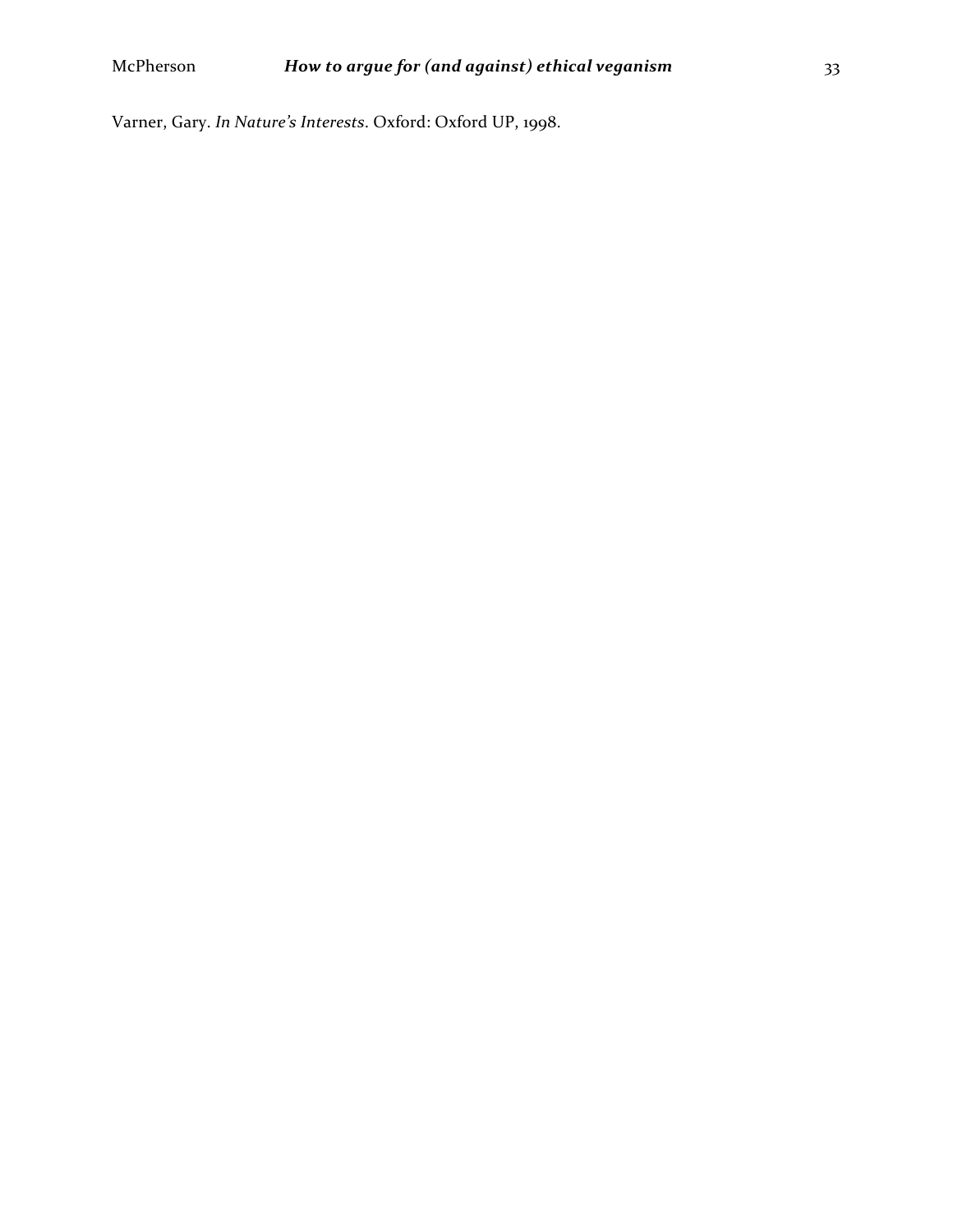Varner, Gary. *In Nature's Interests*. Oxford: Oxford UP, 1998.